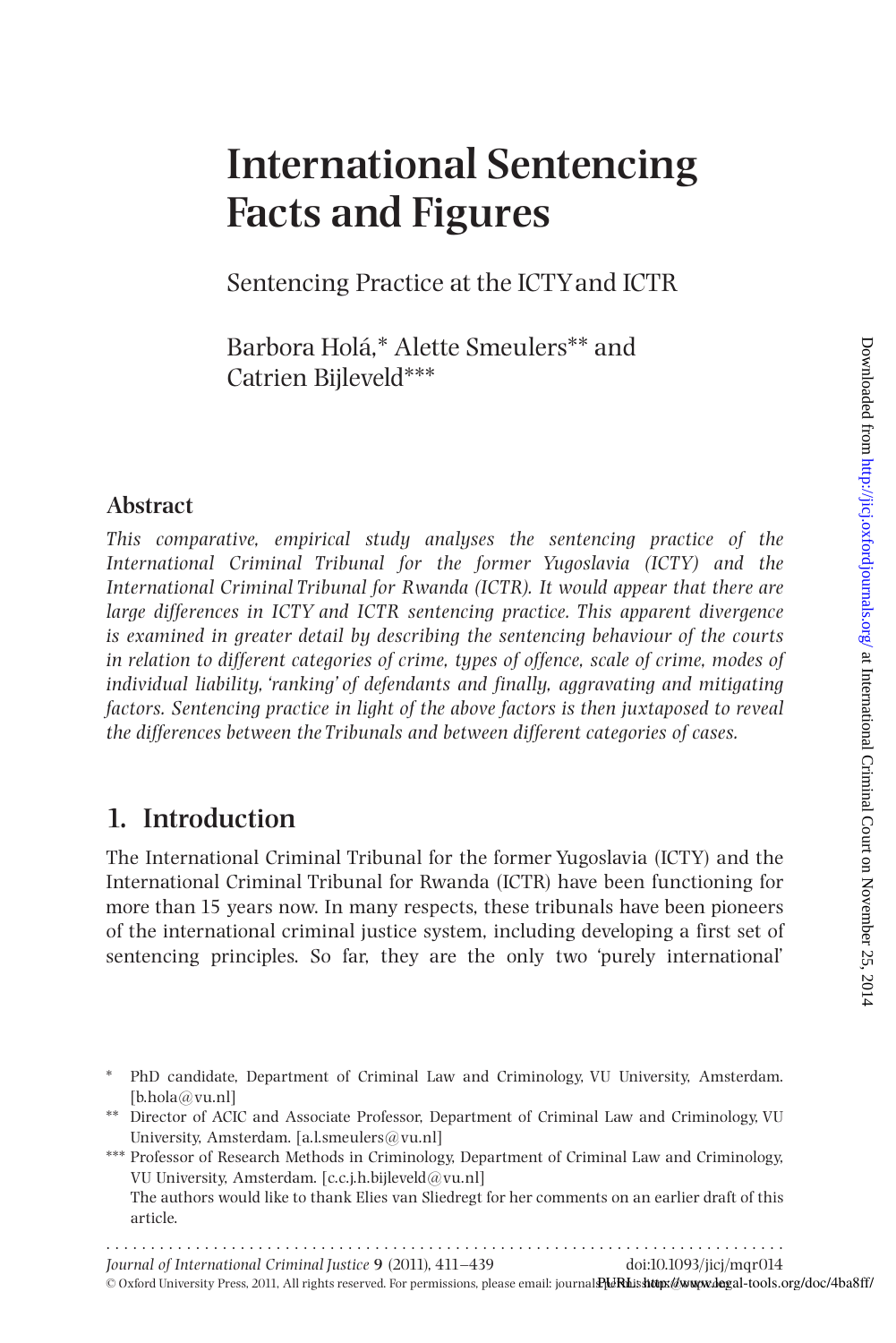# International Sentencing Facts and Figures

Sentencing Practice at the ICTY and ICTR

Barbora Holá,* Alette Smeulers** and Catrien Bijleveld***

## Abstract

*This comparative, empirical study analyses the sentencing practice of the International Criminal Tribunal for the former Yugoslavia (ICTY) and the International Criminal Tribunal for Rwanda (ICTR). It would appear that there are large differences in ICTY and ICTR sentencing practice. This apparent divergence is examined in greater detail by describing the sentencing behaviour of the courts in relation to different categories of crime, types of offence, scale of crime, modes of individual liability, 'ranking' of defendants and finally, aggravating and mitigating factors. Sentencing practice in light of the above factors is then juxtaposed to reveal the differences between the Tribunals and between different categories of cases.*

## 1. Introduction

The International Criminal Tribunal for the former Yugoslavia (ICTY) and the International Criminal Tribunal for Rwanda (ICTR) have been functioning for more than 15 years now. In many respects, these tribunals have been pioneers of the international criminal justice system, including developing a first set of sentencing principles. So far, they are the only two 'purely international'

\* PhD candidate, Department of Criminal Law and Criminology, VU University, Amsterdam. [b.hola@vu.nl]

\*\* Director of ACIC and Associate Professor, Department of Criminal Law and Criminology, VU University, Amsterdam. [a.l.smeulers@vu.nl]

\*\*\* Professor of Research Methods in Criminology, Department of Criminal Law and Criminology, VU University, Amsterdam. [c.c.j.h.bijleveld@vu.nl]

The authors would like to thank Elies van Sliedregt for her comments on an earlier draft of this article.

doi:10.1093/jicj/mqr014

© Oxford University Press, 2011, All rights reserved. For permissions, please email: journals.permissions@oup.com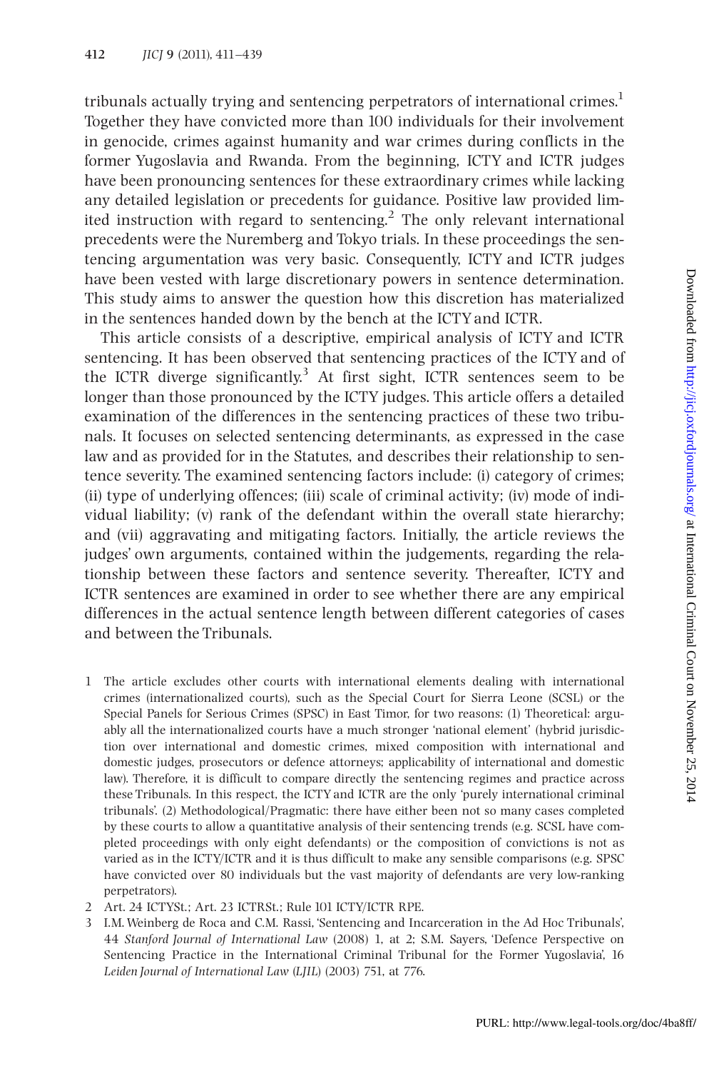tribunals actually trying and sentencing perpetrators of international crimes.[1] Together they have convicted more than 100 individuals for their involvement in genocide, crimes against humanity and war crimes during conflicts in the former Yugoslavia and Rwanda. From the beginning, ICTY and ICTR judges have been pronouncing sentences for these extraordinary crimes while lacking any detailed legislation or precedents for guidance. Positive law provided limited instruction with regard to sentencing.[2] The only relevant international precedents were the Nuremberg and Tokyo trials. In these proceedings the sentencing argumentation was very basic. Consequently, ICTY and ICTR judges have been vested with large discretionary powers in sentence determination. This study aims to answer the question how this discretion has materialized in the sentences handed down by the bench at the ICTY and ICTR.

This article consists of a descriptive, empirical analysis of ICTY and ICTR sentencing. It has been observed that sentencing practices of the ICTY and of the ICTR diverge significantly.[3] At first sight, ICTR sentences seem to be longer than those pronounced by the ICTY judges. This article offers a detailed examination of the differences in the sentencing practices of these two tribunals. It focuses on selected sentencing determinants, as expressed in the case law and as provided for in the Statutes, and describes their relationship to sentence severity. The examined sentencing factors include: (i) category of crimes; (ii) type of underlying offences; (iii) scale of criminal activity; (iv) mode of individual liability; (v) rank of the defendant within the overall state hierarchy; and (vii) aggravating and mitigating factors. Initially, the article reviews the judges' own arguments, contained within the judgements, regarding the relationship between these factors and sentence severity. Thereafter, ICTY and ICTR sentences are examined in order to see whether there are any empirical differences in the actual sentence length between different categories of cases and between the Tribunals.

1 The article excludes other courts with international elements dealing with international crimes (internationalized courts), such as the Special Court for Sierra Leone (SCSL) or the Special Panels for Serious Crimes (SPSC) in East Timor, for two reasons: (1) Theoretical: arguably all the internationalized courts have a much stronger 'national element' (hybrid jurisdiction over international and domestic crimes, mixed composition with international and domestic judges, prosecutors or defence attorneys; applicability of international and domestic law). Therefore, it is difficult to compare directly the sentencing regimes and practice across these Tribunals. In this respect, the ICTY and ICTR are the only 'purely international criminal tribunals'. (2) Methodological/Pragmatic: there have either been not so many cases completed by these courts to allow a quantitative analysis of their sentencing trends (e.g. SCSL have completed proceedings with only eight defendants) or the composition of convictions is not as varied as in the ICTY/ICTR and it is thus difficult to make any sensible comparisons (e.g. SPSC have convicted over 80 individuals but the vast majority of defendants are very low-ranking perpetrators).

2 Art. 24 ICTYSt.; Art. 23 ICTRSt.; Rule 101 ICTY/ICTR RPE.

3 I.M. Weinberg de Roca and C.M. Rassi, 'Sentencing and Incarceration in the Ad Hoc Tribunals', 44 *Stanford Journal of International Law* (2008) 1, at 2; S.M. Sayers, 'Defence Perspective on Sentencing Practice in the International Criminal Tribunal for the Former Yugoslavia', 16 *Leiden Journal of International Law* (*LJIL*) (2003) 751, at 776.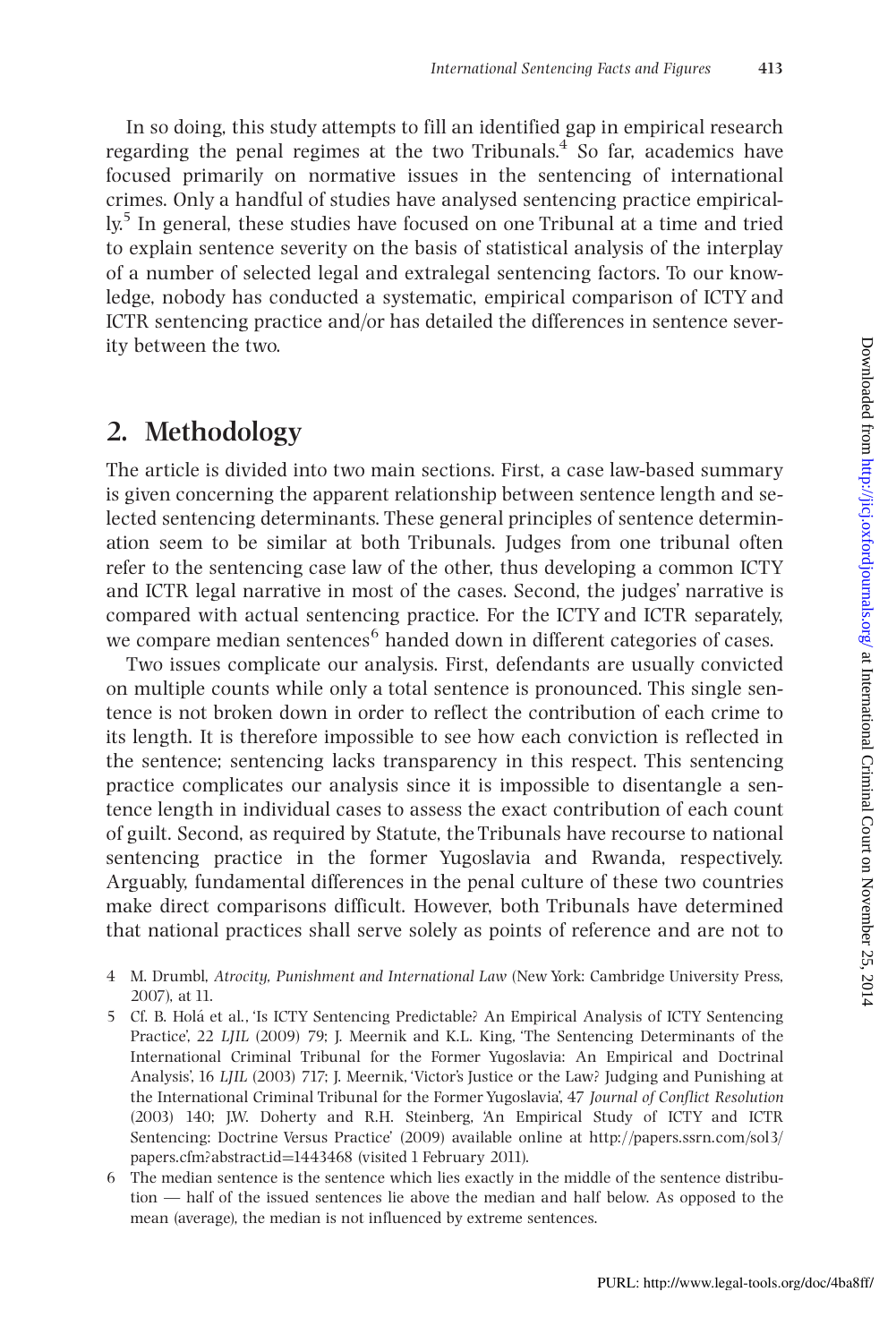In so doing, this study attempts to fill an identified gap in empirical research regarding the penal regimes at the two Tribunals.[4] So far, academics have focused primarily on normative issues in the sentencing of international crimes. Only a handful of studies have analysed sentencing practice empirically.[5] In general, these studies have focused on one Tribunal at a time and tried to explain sentence severity on the basis of statistical analysis of the interplay of a number of selected legal and extralegal sentencing factors. To our knowledge, nobody has conducted a systematic, empirical comparison of ICTY and ICTR sentencing practice and/or has detailed the differences in sentence severity between the two.

## 2. Methodology

The article is divided into two main sections. First, a case law-based summary is given concerning the apparent relationship between sentence length and selected sentencing determinants. These general principles of sentence determination seem to be similar at both Tribunals. Judges from one tribunal often refer to the sentencing case law of the other, thus developing a common ICTY and ICTR legal narrative in most of the cases. Second, the judges' narrative is compared with actual sentencing practice. For the ICTY and ICTR separately, we compare median sentences[6] handed down in different categories of cases.

Two issues complicate our analysis. First, defendants are usually convicted on multiple counts while only a total sentence is pronounced. This single sentence is not broken down in order to reflect the contribution of each crime to its length. It is therefore impossible to see how each conviction is reflected in the sentence; sentencing lacks transparency in this respect. This sentencing practice complicates our analysis since it is impossible to disentangle a sentence length in individual cases to assess the exact contribution of each count of guilt. Second, as required by Statute, the Tribunals have recourse to national sentencing practice in the former Yugoslavia and Rwanda, respectively. Arguably, fundamental differences in the penal culture of these two countries make direct comparisons difficult. However, both Tribunals have determined that national practices shall serve solely as points of reference and are not to

4 M. Drumbl, *Atrocity, Punishment and International Law* (New York: Cambridge University Press, 2007), at 11.

5 Cf. B. Holá et al., 'Is ICTY Sentencing Predictable? An Empirical Analysis of ICTY Sentencing Practice', 22 *LJIL* (2009) 79; J. Meernik and K.L. King, 'The Sentencing Determinants of the International Criminal Tribunal for the Former Yugoslavia: An Empirical and Doctrinal Analysis', 16 *LJIL* (2003) 717; J. Meernik, 'Victor's Justice or the Law? Judging and Punishing at the International Criminal Tribunal for the Former Yugoslavia', 47 *Journal of Conflict Resolution* (2003) 140; J.W. Doherty and R.H. Steinberg, 'An Empirical Study of ICTY and ICTR Sentencing: Doctrine Versus Practice' (2009) available online at http://papers.ssrn.com/sol3/papers.cfm?abstract_id=1443468 (visited 1 February 2011).

6 The median sentence is the sentence which lies exactly in the middle of the sentence distribution — half of the issued sentences lie above the median and half below. As opposed to the mean (average), the median is not influenced by extreme sentences.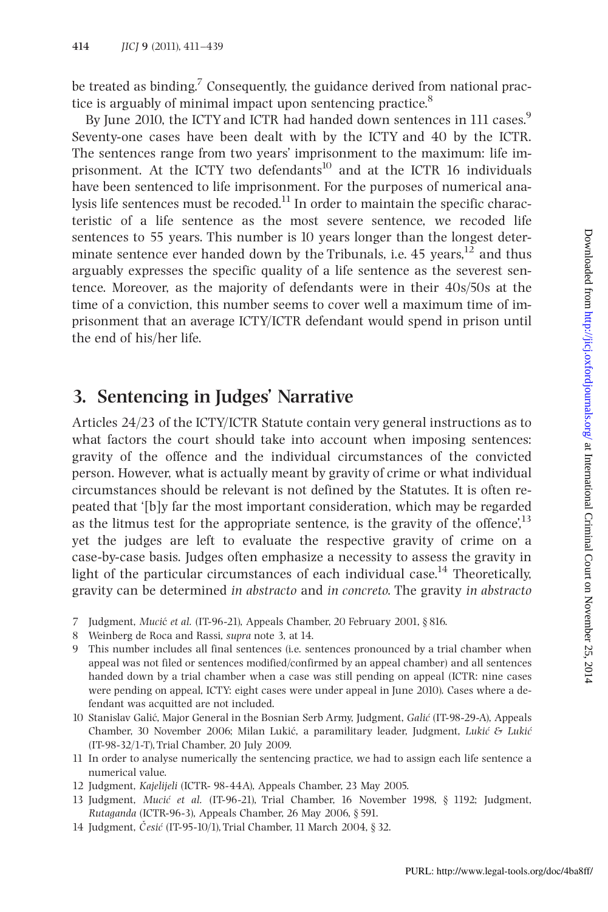be treated as binding.[7] Consequently, the guidance derived from national practice is arguably of minimal impact upon sentencing practice.[8]

By June 2010, the ICTY and ICTR had handed down sentences in 111 cases.[9] Seventy-one cases have been dealt with by the ICTY and 40 by the ICTR. The sentences range from two years' imprisonment to the maximum: life imprisonment. At the ICTY two defendants[10] and at the ICTR 16 individuals have been sentenced to life imprisonment. For the purposes of numerical analysis life sentences must be recoded.[11] In order to maintain the specific characteristic of a life sentence as the most severe sentence, we recoded life sentences to 55 years. This number is 10 years longer than the longest determinate sentence ever handed down by the Tribunals, i.e. 45 years,[12] and thus arguably expresses the specific quality of a life sentence as the severest sentence. Moreover, as the majority of defendants were in their 40s/50s at the time of a conviction, this number seems to cover well a maximum time of imprisonment that an average ICTY/ICTR defendant would spend in prison until the end of his/her life.

## 3. Sentencing in Judges' Narrative

Articles 24/23 of the ICTY/ICTR Statute contain very general instructions as to what factors the court should take into account when imposing sentences: gravity of the offence and the individual circumstances of the convicted person. However, what is actually meant by gravity of crime or what individual circumstances should be relevant is not defined by the Statutes. It is often repeated that '[b]y far the most important consideration, which may be regarded as the litmus test for the appropriate sentence, is the gravity of the offence',[13] yet the judges are left to evaluate the respective gravity of crime on a case-by-case basis. Judges often emphasize a necessity to assess the gravity in light of the particular circumstances of each individual case.[14] Theoretically, gravity can be determined *in abstracto* and *in concreto*. The gravity *in abstracto*

7 Judgment, *Mucić et al.* (IT-96-21), Appeals Chamber, 20 February 2001, § 816.

8 Weinberg de Roca and Rassi, *supra* note 3, at 14.

9 This number includes all final sentences (i.e. sentences pronounced by a trial chamber when appeal was not filed or sentences modified/confirmed by an appeal chamber) and all sentences handed down by a trial chamber when a case was still pending on appeal (ICTR: nine cases were pending on appeal, ICTY: eight cases were under appeal in June 2010). Cases where a defendant was acquitted are not included.

10 Stanislav Galić, Major General in the Bosnian Serb Army, Judgment, *Galić* (IT-98-29-A), Appeals Chamber, 30 November 2006; Milan Lukić, a paramilitary leader, Judgment, *Lukić & Lukić* (IT-98-32/1-T), Trial Chamber, 20 July 2009.

11 In order to analyse numerically the sentencing practice, we had to assign each life sentence a numerical value.

12 Judgment, *Kajelijeli* (ICTR- 98-44A), Appeals Chamber, 23 May 2005.

13 Judgment, *Mucić et al.* (IT-96-21), Trial Chamber, 16 November 1998, § 1192; Judgment, *Rutaganda* (ICTR-96-3), Appeals Chamber, 26 May 2006, § 591.

14 Judgment, *Češić* (IT-95-10/1), Trial Chamber, 11 March 2004, § 32.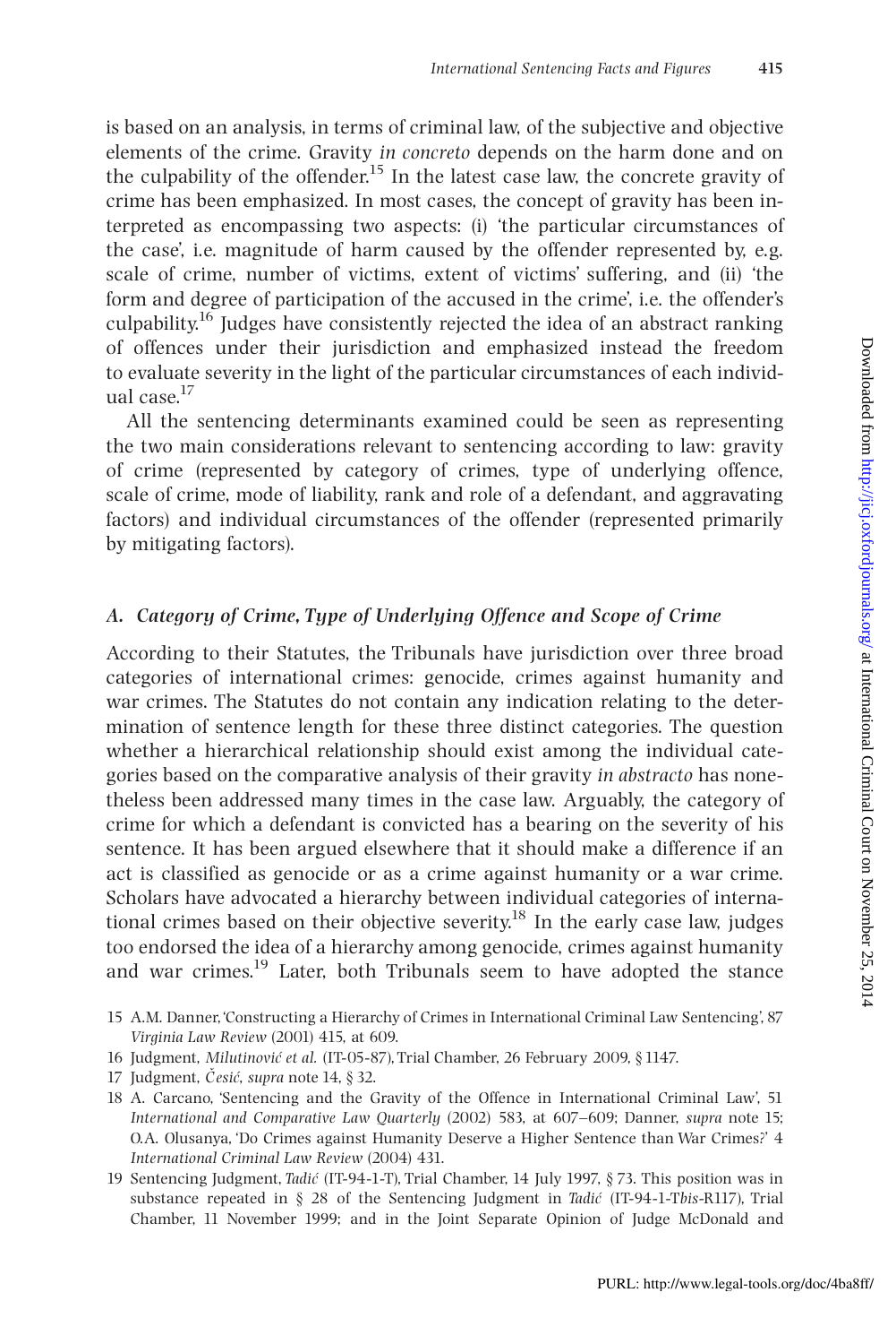is based on an analysis, in terms of criminal law, of the subjective and objective elements of the crime. Gravity *in concreto* depends on the harm done and on the culpability of the offender.[15] In the latest case law, the concrete gravity of crime has been emphasized. In most cases, the concept of gravity has been interpreted as encompassing two aspects: (i) 'the particular circumstances of the case', i.e. magnitude of harm caused by the offender represented by, e.g. scale of crime, number of victims, extent of victims' suffering, and (ii) 'the form and degree of participation of the accused in the crime', i.e. the offender's culpability.[16] Judges have consistently rejected the idea of an abstract ranking of offences under their jurisdiction and emphasized instead the freedom to evaluate severity in the light of the particular circumstances of each individual case.[17]

All the sentencing determinants examined could be seen as representing the two main considerations relevant to sentencing according to law: gravity of crime (represented by category of crimes, type of underlying offence, scale of crime, mode of liability, rank and role of a defendant, and aggravating factors) and individual circumstances of the offender (represented primarily by mitigating factors).

### *A. Category of Crime, Type of Underlying Offence and Scope of Crime*

According to their Statutes, the Tribunals have jurisdiction over three broad categories of international crimes: genocide, crimes against humanity and war crimes. The Statutes do not contain any indication relating to the determination of sentence length for these three distinct categories. The question whether a hierarchical relationship should exist among the individual categories based on the comparative analysis of their gravity *in abstracto* has nonetheless been addressed many times in the case law. Arguably, the category of crime for which a defendant is convicted has a bearing on the severity of his sentence. It has been argued elsewhere that it should make a difference if an act is classified as genocide or as a crime against humanity or a war crime. Scholars have advocated a hierarchy between individual categories of international crimes based on their objective severity.[18] In the early case law, judges too endorsed the idea of a hierarchy among genocide, crimes against humanity and war crimes.[19] Later, both Tribunals seem to have adopted the stance

15 A.M. Danner, 'Constructing a Hierarchy of Crimes in International Criminal Law Sentencing', 87 *Virginia Law Review* (2001) 415, at 609.

16 Judgment, *Milutinović et al.* (IT-05-87), Trial Chamber, 26 February 2009, § 1147.

17 Judgment, *Česić*, *supra* note 14, § 32.

18 A. Carcano, 'Sentencing and the Gravity of the Offence in International Criminal Law', 51 *International and Comparative Law Quarterly* (2002) 583, at 607–609; Danner, *supra* note 15; O.A. Olusanya, 'Do Crimes against Humanity Deserve a Higher Sentence than War Crimes?' 4 *International Criminal Law Review* (2004) 431.

19 Sentencing Judgment, *Tadić* (IT-94-1-T), Trial Chamber, 14 July 1997, § 73. This position was in substance repeated in § 28 of the Sentencing Judgment in *Tadić* (IT-94-1-T*bis*-R117), Trial Chamber, 11 November 1999; and in the Joint Separate Opinion of Judge McDonald and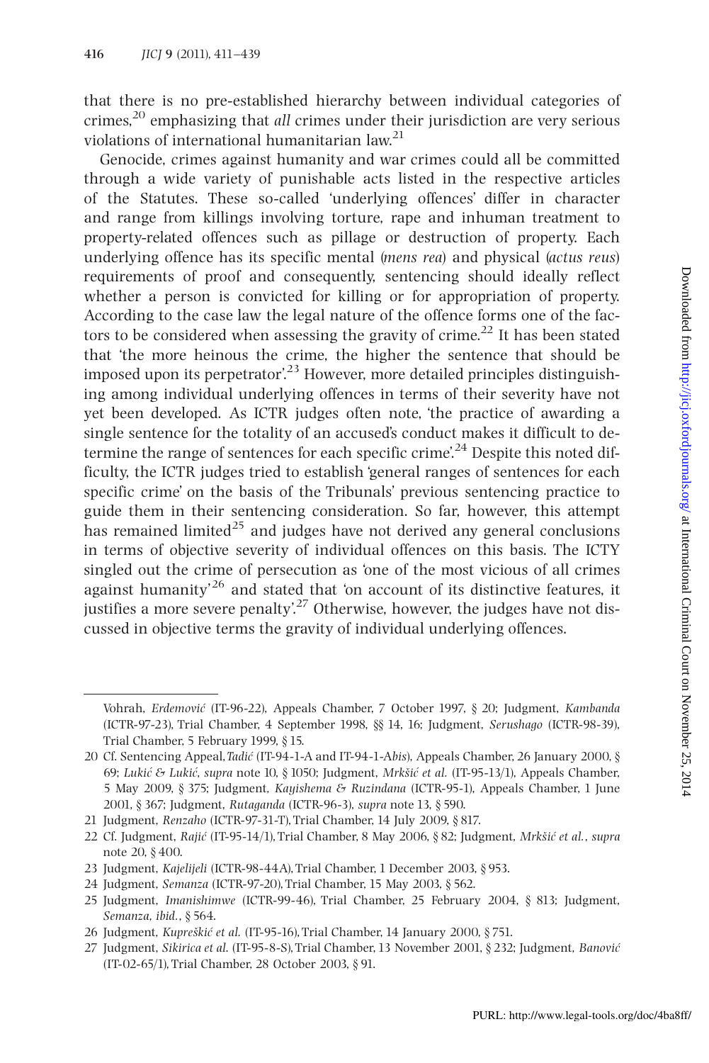that there is no pre-established hierarchy between individual categories of crimes,[20] emphasizing that *all* crimes under their jurisdiction are very serious violations of international humanitarian law.[21]

Genocide, crimes against humanity and war crimes could all be committed through a wide variety of punishable acts listed in the respective articles of the Statutes. These so-called 'underlying offences' differ in character and range from killings involving torture, rape and inhuman treatment to property-related offences such as pillage or destruction of property. Each underlying offence has its specific mental (*mens rea*) and physical (*actus reus*) requirements of proof and consequently, sentencing should ideally reflect whether a person is convicted for killing or for appropriation of property. According to the case law the legal nature of the offence forms one of the factors to be considered when assessing the gravity of crime.[22] It has been stated that 'the more heinous the crime, the higher the sentence that should be imposed upon its perpetrator'.[23] However, more detailed principles distinguishing among individual underlying offences in terms of their severity have not yet been developed. As ICTR judges often note, 'the practice of awarding a single sentence for the totality of an accused's conduct makes it difficult to determine the range of sentences for each specific crime'.[24] Despite this noted difficulty, the ICTR judges tried to establish 'general ranges of sentences for each specific crime' on the basis of the Tribunals' previous sentencing practice to guide them in their sentencing consideration. So far, however, this attempt has remained limited[25] and judges have not derived any general conclusions in terms of objective severity of individual offences on this basis. The ICTY singled out the crime of persecution as 'one of the most vicious of all crimes against humanity'[26] and stated that 'on account of its distinctive features, it justifies a more severe penalty'.[27] Otherwise, however, the judges have not discussed in objective terms the gravity of individual underlying offences.

---

Vohrah, *Erdemović* (IT-96-22), Appeals Chamber, 7 October 1997, § 20; Judgment, *Kambanda* (ICTR-97-23), Trial Chamber, 4 September 1998, §§ 14, 16; Judgment, *Serushago* (ICTR-98-39), Trial Chamber, 5 February 1999, § 15.

20 Cf. Sentencing Appeal, *Tadić* (IT-94-1-A and IT-94-1-A*bis*), Appeals Chamber, 26 January 2000, § 69; *Lukić & Lukić*, *supra* note 10, § 1050; Judgment, *Mrkšić et al.* (IT-95-13/1), Appeals Chamber, 5 May 2009, § 375; Judgment, *Kayishema & Ruzindana* (ICTR-95-1), Appeals Chamber, 1 June 2001, § 367; Judgment, *Rutaganda* (ICTR-96-3), *supra* note 13, § 590.

21 Judgment, *Renzaho* (ICTR-97-31-T), Trial Chamber, 14 July 2009, § 817.

22 Cf. Judgment, *Rajić* (IT-95-14/1), Trial Chamber, 8 May 2006, § 82; Judgment, *Mrkšić et al.*, *supra* note 20, § 400.

23 Judgment, *Kajelijeli* (ICTR-98-44A), Trial Chamber, 1 December 2003, § 953.

24 Judgment, *Semanza* (ICTR-97-20), Trial Chamber, 15 May 2003, § 562.

25 Judgment, *Imanishimwe* (ICTR-99-46), Trial Chamber, 25 February 2004, § 813; Judgment, *Semanza, ibid.*, § 564.

26 Judgment, *Kupreškić et al.* (IT-95-16), Trial Chamber, 14 January 2000, § 751.

27 Judgment, *Sikirica et al.* (IT-95-8-S), Trial Chamber, 13 November 2001, § 232; Judgment, *Banović* (IT-02-65/1), Trial Chamber, 28 October 2003, § 91.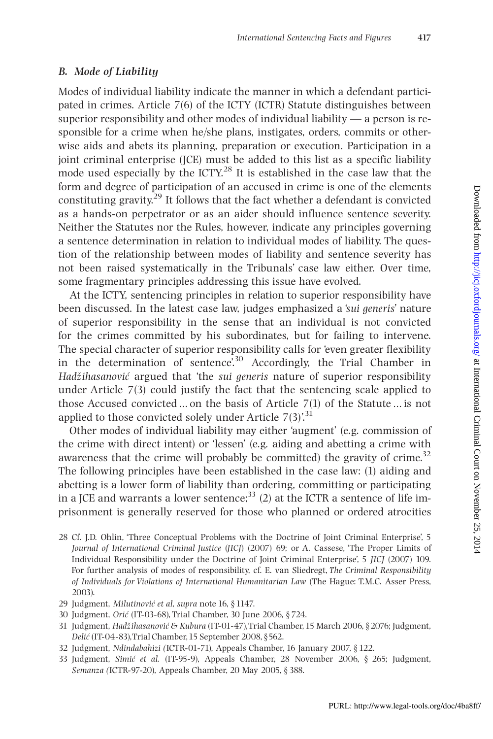### B. *Mode of Liability*

Modes of individual liability indicate the manner in which a defendant participated in crimes. Article 7(6) of the ICTY (ICTR) Statute distinguishes between superior responsibility and other modes of individual liability — a person is responsible for a crime when he/she plans, instigates, orders, commits or otherwise aids and abets its planning, preparation or execution. Participation in a joint criminal enterprise (JCE) must be added to this list as a specific liability mode used especially by the ICTY.[28] It is established in the case law that the form and degree of participation of an accused in crime is one of the elements constituting gravity.[29] It follows that the fact whether a defendant is convicted as a hands-on perpetrator or as an aider should influence sentence severity. Neither the Statutes nor the Rules, however, indicate any principles governing a sentence determination in relation to individual modes of liability. The question of the relationship between modes of liability and sentence severity has not been raised systematically in the Tribunals' case law either. Over time, some fragmentary principles addressing this issue have evolved.

At the ICTY, sentencing principles in relation to superior responsibility have been discussed. In the latest case law, judges emphasized a '*sui generis*' nature of superior responsibility in the sense that an individual is not convicted for the crimes committed by his subordinates, but for failing to intervene. The special character of superior responsibility calls for 'even greater flexibility in the determination of sentence'.[30] Accordingly, the Trial Chamber in *Hadžihasanović* argued that 'the *sui generis* nature of superior responsibility under Article 7(3) could justify the fact that the sentencing scale applied to those Accused convicted ... on the basis of Article 7(1) of the Statute ... is not applied to those convicted solely under Article 7(3)'.[31]

Other modes of individual liability may either 'augment' (e.g. commission of the crime with direct intent) or 'lessen' (e.g. aiding and abetting a crime with awareness that the crime will probably be committed) the gravity of crime.[32] The following principles have been established in the case law: (1) aiding and abetting is a lower form of liability than ordering, committing or participating in a JCE and warrants a lower sentence;[33] (2) at the ICTR a sentence of life imprisonment is generally reserved for those who planned or ordered atrocities

28 Cf. J.D. Ohlin, 'Three Conceptual Problems with the Doctrine of Joint Criminal Enterprise', 5 *Journal of International Criminal Justice* (*JICJ*) (2007) 69; or A. Cassese, 'The Proper Limits of Individual Responsibility under the Doctrine of Joint Criminal Enterprise', 5 *JICJ* (2007) 109. For further analysis of modes of responsibility, cf. E. van Sliedregt, *The Criminal Responsibility of Individuals for Violations of International Humanitarian Law* (The Hague: T.M.C. Asser Press, 2003).

29 Judgment, *Milutinović et al*, *supra* note 16, § 1147.

30 Judgment, *Orić* (IT-03-68), Trial Chamber, 30 June 2006, § 724.

31 Judgment, *Hadžihasanović & Kubura* (IT-01-47), Trial Chamber, 15 March 2006, § 2076; Judgment, *Delić* (IT-04-83), Trial Chamber, 15 September 2008, § 562.

32 Judgment, *Ndindabahizi* (ICTR-01-71), Appeals Chamber, 16 January 2007, § 122.

33 Judgment, *Simić et al.* (IT-95-9), Appeals Chamber, 28 November 2006, § 265; Judgment, *Semanza* (ICTR-97-20), Appeals Chamber, 20 May 2005, § 388.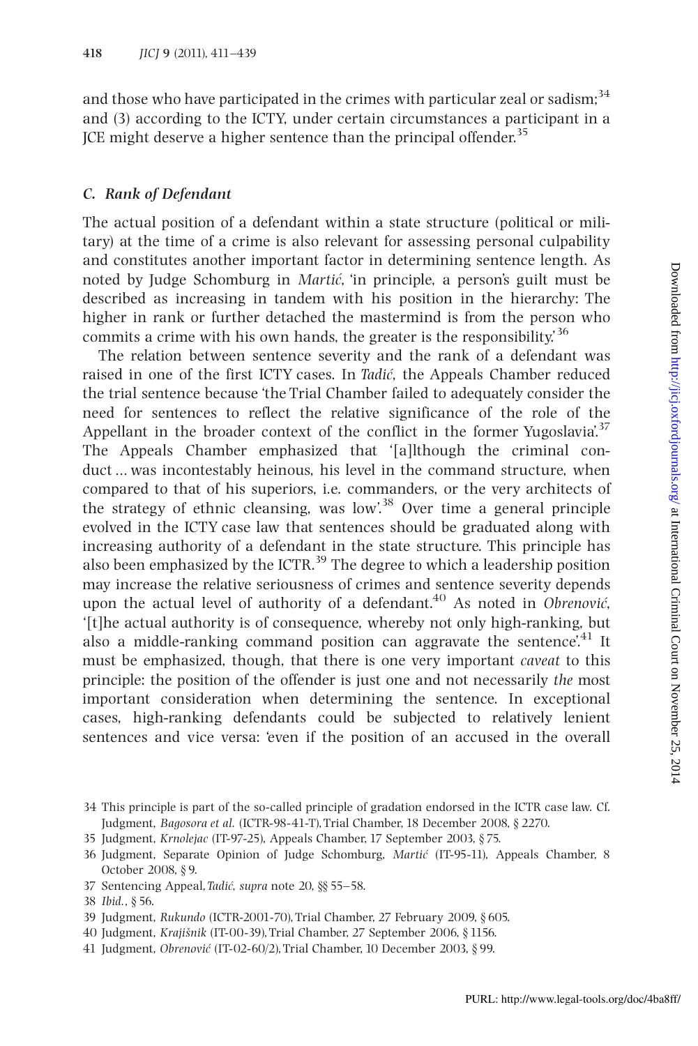and those who have participated in the crimes with particular zeal or sadism;[34] and (3) according to the ICTY, under certain circumstances a participant in a JCE might deserve a higher sentence than the principal offender.[35]

### *C. Rank of Defendant*

The actual position of a defendant within a state structure (political or military) at the time of a crime is also relevant for assessing personal culpability and constitutes another important factor in determining sentence length. As noted by Judge Schomburg in *Martić*, 'in principle, a person's guilt must be described as increasing in tandem with his position in the hierarchy: The higher in rank or further detached the mastermind is from the person who commits a crime with his own hands, the greater is the responsibility.'[36]

The relation between sentence severity and the rank of a defendant was raised in one of the first ICTY cases. In *Tadić*, the Appeals Chamber reduced the trial sentence because 'the Trial Chamber failed to adequately consider the need for sentences to reflect the relative significance of the role of the Appellant in the broader context of the conflict in the former Yugoslavia'.[37] The Appeals Chamber emphasized that '[a]lthough the criminal conduct ... was incontestably heinous, his level in the command structure, when compared to that of his superiors, i.e. commanders, or the very architects of the strategy of ethnic cleansing, was low'.[38] Over time a general principle evolved in the ICTY case law that sentences should be graduated along with increasing authority of a defendant in the state structure. This principle has also been emphasized by the ICTR.[39] The degree to which a leadership position may increase the relative seriousness of crimes and sentence severity depends upon the actual level of authority of a defendant.[40] As noted in *Obrenović*, '[t]he actual authority is of consequence, whereby not only high-ranking, but also a middle-ranking command position can aggravate the sentence'.[41] It must be emphasized, though, that there is one very important *caveat* to this principle: the position of the offender is just one and not necessarily *the* most important consideration when determining the sentence. In exceptional cases, high-ranking defendants could be subjected to relatively lenient sentences and vice versa: 'even if the position of an accused in the overall

34 This principle is part of the so-called principle of gradation endorsed in the ICTR case law. Cf. Judgment, *Bagosora et al.* (ICTR-98-41-T), Trial Chamber, 18 December 2008, § 2270.

35 Judgment, *Krnolejac* (IT-97-25), Appeals Chamber, 17 September 2003, § 75.

36 Judgment, Separate Opinion of Judge Schomburg, *Martić* (IT-95-11), Appeals Chamber, 8 October 2008, § 9.

37 Sentencing Appeal, *Tadić*, *supra* note 20, §§ 55–58.

38 *Ibid.*, § 56.

39 Judgment, *Rukundo* (ICTR-2001-70), Trial Chamber, 27 February 2009, § 605.

40 Judgment, *Krajišnik* (IT-00-39), Trial Chamber, 27 September 2006, § 1156.

41 Judgment, *Obrenović* (IT-02-60/2), Trial Chamber, 10 December 2003, § 99.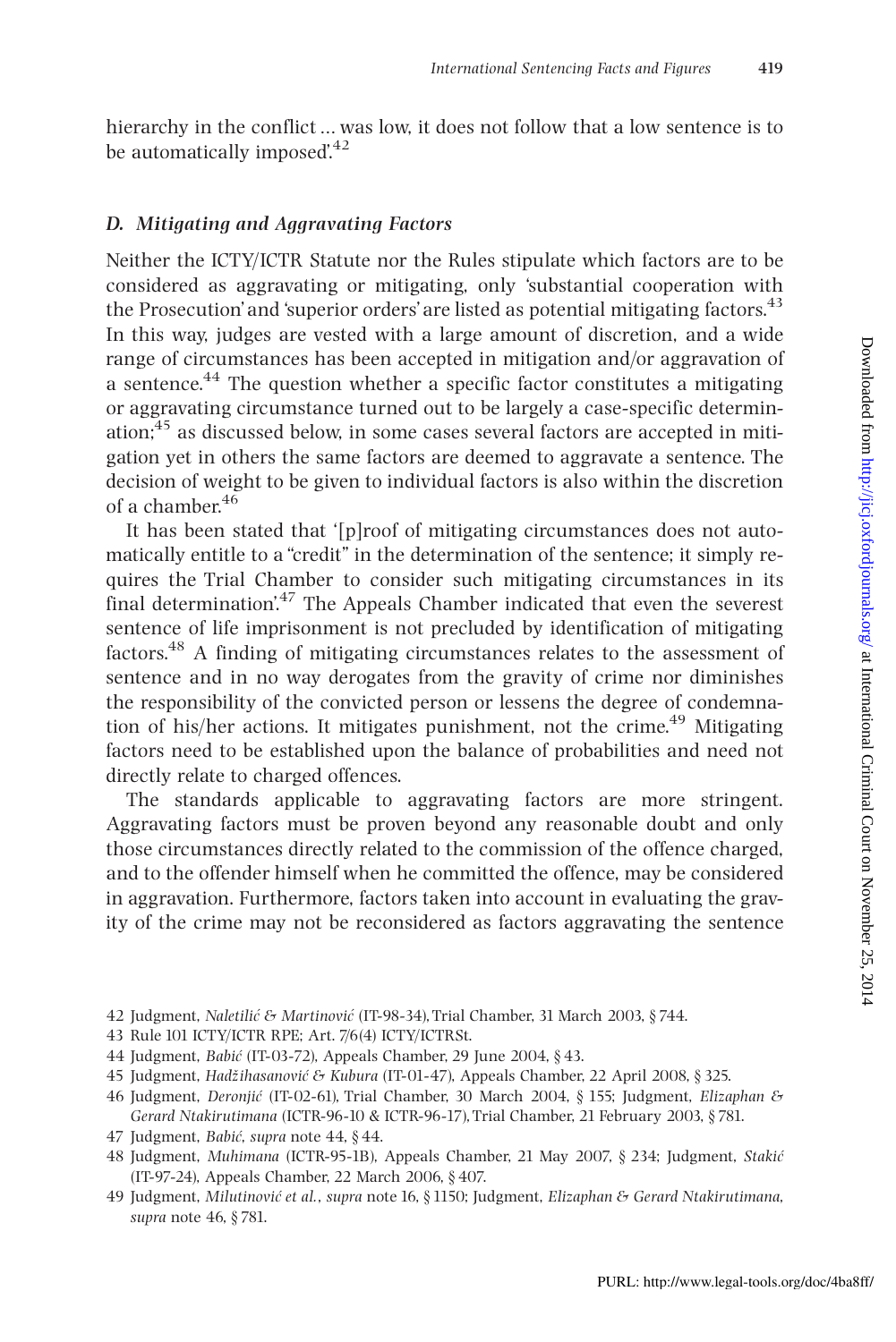hierarchy in the conflict ... was low, it does not follow that a low sentence is to be automatically imposed'.[42]

### D. Mitigating and Aggravating Factors

Neither the ICTY/ICTR Statute nor the Rules stipulate which factors are to be considered as aggravating or mitigating, only 'substantial cooperation with the Prosecution' and 'superior orders' are listed as potential mitigating factors.[43] In this way, judges are vested with a large amount of discretion, and a wide range of circumstances has been accepted in mitigation and/or aggravation of a sentence.[44] The question whether a specific factor constitutes a mitigating or aggravating circumstance turned out to be largely a case-specific determination;[45] as discussed below, in some cases several factors are accepted in mitigation yet in others the same factors are deemed to aggravate a sentence. The decision of weight to be given to individual factors is also within the discretion of a chamber.[46]

It has been stated that '[p]roof of mitigating circumstances does not automatically entitle to a "credit" in the determination of the sentence; it simply requires the Trial Chamber to consider such mitigating circumstances in its final determination'.[47] The Appeals Chamber indicated that even the severest sentence of life imprisonment is not precluded by identification of mitigating factors.[48] A finding of mitigating circumstances relates to the assessment of sentence and in no way derogates from the gravity of crime nor diminishes the responsibility of the convicted person or lessens the degree of condemnation of his/her actions. It mitigates punishment, not the crime.[49] Mitigating factors need to be established upon the balance of probabilities and need not directly relate to charged offences.

The standards applicable to aggravating factors are more stringent. Aggravating factors must be proven beyond any reasonable doubt and only those circumstances directly related to the commission of the offence charged, and to the offender himself when he committed the offence, may be considered in aggravation. Furthermore, factors taken into account in evaluating the gravity of the crime may not be reconsidered as factors aggravating the sentence

42 Judgment, *Naletilić & Martinović* (IT-98-34), Trial Chamber, 31 March 2003, § 744.

43 Rule 101 ICTY/ICTR RPE; Art. 7/6(4) ICTY/ICTRSt.

44 Judgment, *Babić* (IT-03-72), Appeals Chamber, 29 June 2004, § 43.

45 Judgment, *Hadžihasanović & Kubura* (IT-01-47), Appeals Chamber, 22 April 2008, § 325.

46 Judgment, *Deronjić* (IT-02-61), Trial Chamber, 30 March 2004, § 155; Judgment, *Elizaphan & Gerard Ntakirutimana* (ICTR-96-10 & ICTR-96-17), Trial Chamber, 21 February 2003, § 781.

47 Judgment, *Babić*, *supra* note 44, § 44.

48 Judgment, *Muhimana* (ICTR-95-1B), Appeals Chamber, 21 May 2007, § 234; Judgment, *Stakić* (IT-97-24), Appeals Chamber, 22 March 2006, § 407.

49 Judgment, *Milutinović et al.*, *supra* note 16, § 1150; Judgment, *Elizaphan & Gerard Ntakirutimana*, *supra* note 46, § 781.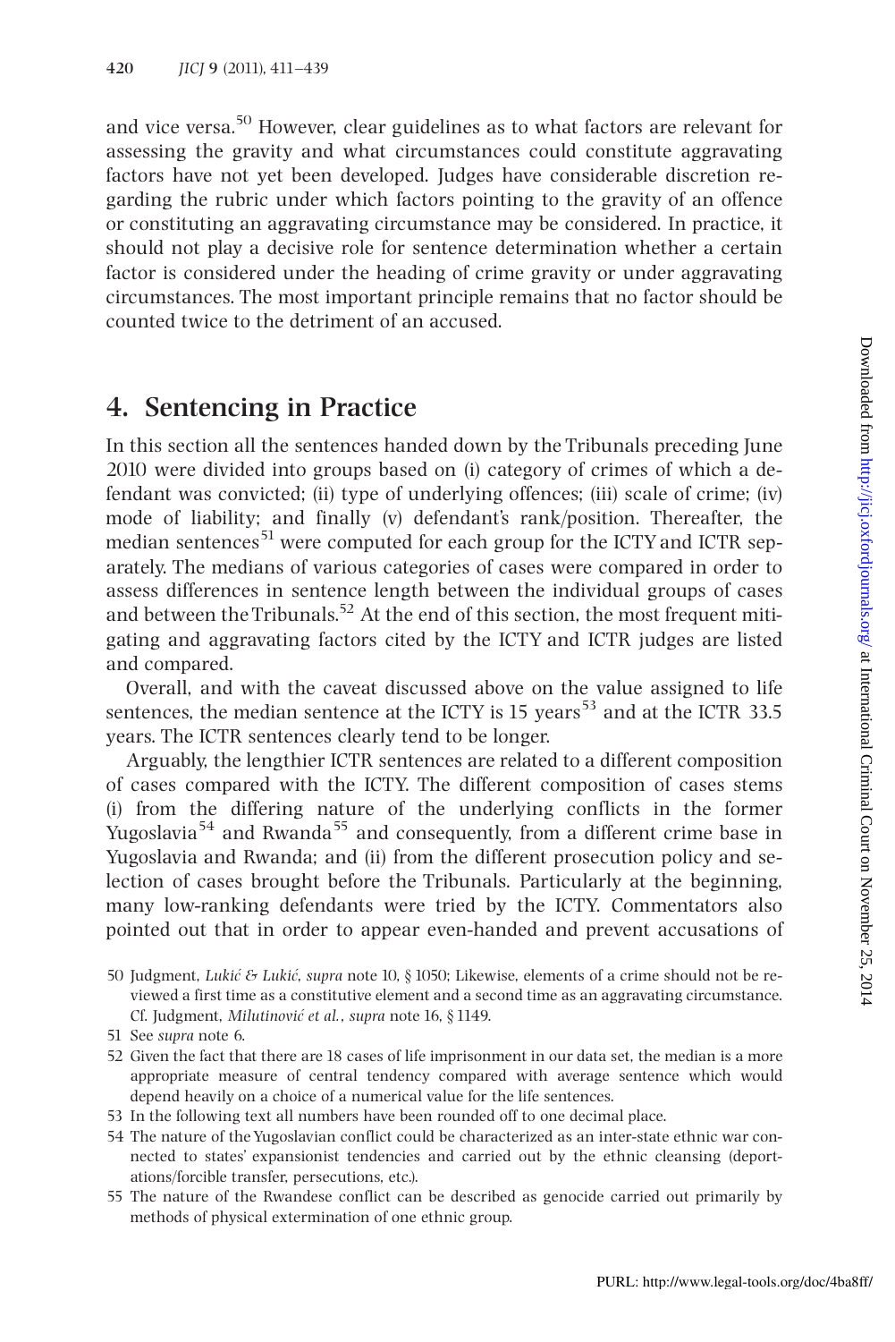and vice versa.[50] However, clear guidelines as to what factors are relevant for assessing the gravity and what circumstances could constitute aggravating factors have not yet been developed. Judges have considerable discretion regarding the rubric under which factors pointing to the gravity of an offence or constituting an aggravating circumstance may be considered. In practice, it should not play a decisive role for sentence determination whether a certain factor is considered under the heading of crime gravity or under aggravating circumstances. The most important principle remains that no factor should be counted twice to the detriment of an accused.

## 4. Sentencing in Practice

In this section all the sentences handed down by the Tribunals preceding June 2010 were divided into groups based on (i) category of crimes of which a defendant was convicted; (ii) type of underlying offences; (iii) scale of crime; (iv) mode of liability; and finally (v) defendant's rank/position. Thereafter, the median sentences[51] were computed for each group for the ICTY and ICTR separately. The medians of various categories of cases were compared in order to assess differences in sentence length between the individual groups of cases and between the Tribunals.[52] At the end of this section, the most frequent mitigating and aggravating factors cited by the ICTY and ICTR judges are listed and compared.

Overall, and with the caveat discussed above on the value assigned to life sentences, the median sentence at the ICTY is 15 years[53] and at the ICTR 33.5 years. The ICTR sentences clearly tend to be longer.

Arguably, the lengthier ICTR sentences are related to a different composition of cases compared with the ICTY. The different composition of cases stems (i) from the differing nature of the underlying conflicts in the former Yugoslavia[54] and Rwanda[55] and consequently, from a different crime base in Yugoslavia and Rwanda; and (ii) from the different prosecution policy and selection of cases brought before the Tribunals. Particularly at the beginning, many low-ranking defendants were tried by the ICTY. Commentators also pointed out that in order to appear even-handed and prevent accusations of

50 Judgment, *Lukić & Lukić*, *supra* note 10, § 1050; Likewise, elements of a crime should not be reviewed a first time as a constitutive element and a second time as an aggravating circumstance. Cf. Judgment, *Milutinović et al.*, *supra* note 16, § 1149.

51 See *supra* note 6.

52 Given the fact that there are 18 cases of life imprisonment in our data set, the median is a more appropriate measure of central tendency compared with average sentence which would depend heavily on a choice of a numerical value for the life sentences.

53 In the following text all numbers have been rounded off to one decimal place.

54 The nature of the Yugoslavian conflict could be characterized as an inter-state ethnic war connected to states' expansionist tendencies and carried out by the ethnic cleansing (deportations/forcible transfer, persecutions, etc.).

55 The nature of the Rwandese conflict can be described as genocide carried out primarily by methods of physical extermination of one ethnic group.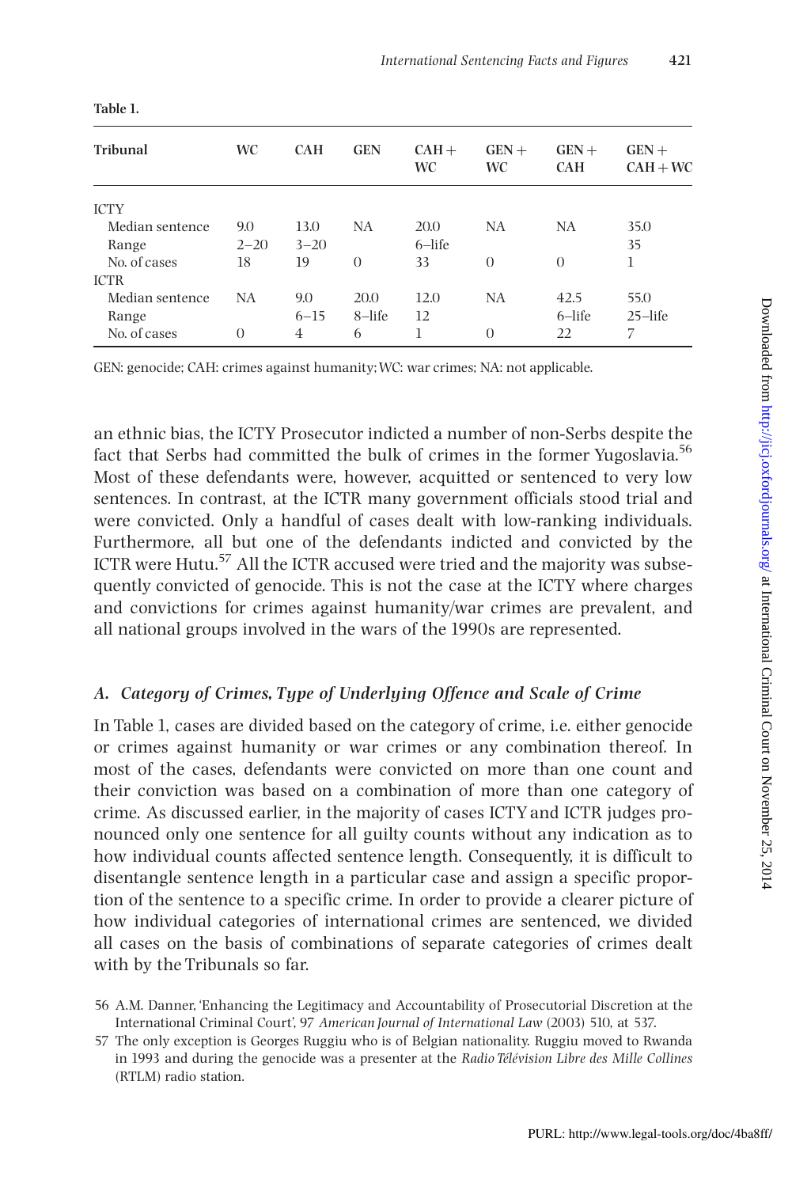Table 1.

| Tribunal | WC | CAH | GEN | CAH + WC | GEN + WC | GEN + CAH | GEN + CAH + WC |
|---|---|---|---|---|---|---|---|
| ICTY | | | | | | | |
| Median sentence | 9.0 | 13.0 | NA | 20.0 | NA | NA | 35.0 |
| Range | 2–20 | 3–20 | | 6–life | | | 35 |
| No. of cases | 18 | 19 | 0 | 33 | 0 | 0 | 1 |
| ICTR | | | | | | | |
| Median sentence | NA | 9.0 | 20.0 | 12.0 | NA | 42.5 | 55.0 |
| Range | | 6–15 | 8–life | 12 | | 6–life | 25–life |
| No. of cases | 0 | 4 | 6 | 1 | 0 | 22 | 7 |

GEN: genocide; CAH: crimes against humanity; WC: war crimes; NA: not applicable.

an ethnic bias, the ICTY Prosecutor indicted a number of non-Serbs despite the fact that Serbs had committed the bulk of crimes in the former Yugoslavia.[56] Most of these defendants were, however, acquitted or sentenced to very low sentences. In contrast, at the ICTR many government officials stood trial and were convicted. Only a handful of cases dealt with low-ranking individuals. Furthermore, all but one of the defendants indicted and convicted by the ICTR were Hutu.[57] All the ICTR accused were tried and the majority was subsequently convicted of genocide. This is not the case at the ICTY where charges and convictions for crimes against humanity/war crimes are prevalent, and all national groups involved in the wars of the 1990s are represented.

### *A. Category of Crimes, Type of Underlying Offence and Scale of Crime*

In Table 1, cases are divided based on the category of crime, i.e. either genocide or crimes against humanity or war crimes or any combination thereof. In most of the cases, defendants were convicted on more than one count and their conviction was based on a combination of more than one category of crime. As discussed earlier, in the majority of cases ICTY and ICTR judges pronounced only one sentence for all guilty counts without any indication as to how individual counts affected sentence length. Consequently, it is difficult to disentangle sentence length in a particular case and assign a specific proportion of the sentence to a specific crime. In order to provide a clearer picture of how individual categories of international crimes are sentenced, we divided all cases on the basis of combinations of separate categories of crimes dealt with by the Tribunals so far.

56 A.M. Danner, 'Enhancing the Legitimacy and Accountability of Prosecutorial Discretion at the International Criminal Court', 97 *American Journal of International Law* (2003) 510, at 537.

57 The only exception is Georges Ruggiu who is of Belgian nationality. Ruggiu moved to Rwanda in 1993 and during the genocide was a presenter at the *Radio Télévision Libre des Mille Collines* (RTLM) radio station.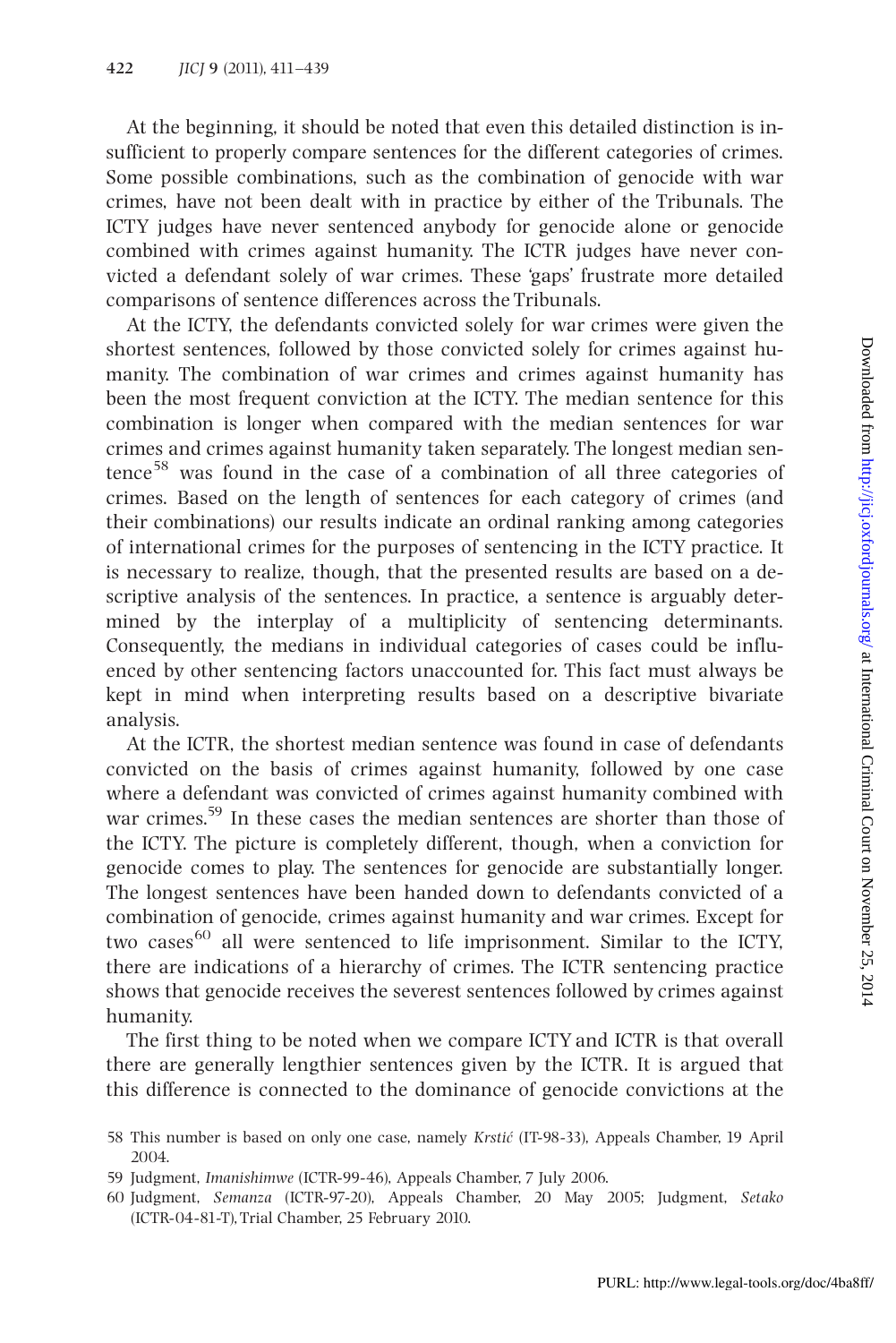At the beginning, it should be noted that even this detailed distinction is insufficient to properly compare sentences for the different categories of crimes. Some possible combinations, such as the combination of genocide with war crimes, have not been dealt with in practice by either of the Tribunals. The ICTY judges have never sentenced anybody for genocide alone or genocide combined with crimes against humanity. The ICTR judges have never convicted a defendant solely of war crimes. These 'gaps' frustrate more detailed comparisons of sentence differences across the Tribunals.

At the ICTY, the defendants convicted solely for war crimes were given the shortest sentences, followed by those convicted solely for crimes against humanity. The combination of war crimes and crimes against humanity has been the most frequent conviction at the ICTY. The median sentence for this combination is longer when compared with the median sentences for war crimes and crimes against humanity taken separately. The longest median sentence[58] was found in the case of a combination of all three categories of crimes. Based on the length of sentences for each category of crimes (and their combinations) our results indicate an ordinal ranking among categories of international crimes for the purposes of sentencing in the ICTY practice. It is necessary to realize, though, that the presented results are based on a descriptive analysis of the sentences. In practice, a sentence is arguably determined by the interplay of a multiplicity of sentencing determinants. Consequently, the medians in individual categories of cases could be influenced by other sentencing factors unaccounted for. This fact must always be kept in mind when interpreting results based on a descriptive bivariate analysis.

At the ICTR, the shortest median sentence was found in case of defendants convicted on the basis of crimes against humanity, followed by one case where a defendant was convicted of crimes against humanity combined with war crimes.[59] In these cases the median sentences are shorter than those of the ICTY. The picture is completely different, though, when a conviction for genocide comes to play. The sentences for genocide are substantially longer. The longest sentences have been handed down to defendants convicted of a combination of genocide, crimes against humanity and war crimes. Except for two cases[60] all were sentenced to life imprisonment. Similar to the ICTY, there are indications of a hierarchy of crimes. The ICTR sentencing practice shows that genocide receives the severest sentences followed by crimes against humanity.

The first thing to be noted when we compare ICTY and ICTR is that overall there are generally lengthier sentences given by the ICTR. It is argued that this difference is connected to the dominance of genocide convictions at the

58 This number is based on only one case, namely *Krstić* (IT-98-33), Appeals Chamber, 19 April 2004.

59 Judgment, *Imanishimwe* (ICTR-99-46), Appeals Chamber, 7 July 2006.

60 Judgment, *Semanza* (ICTR-97-20), Appeals Chamber, 20 May 2005; Judgment, *Setako* (ICTR-04-81-T), Trial Chamber, 25 February 2010.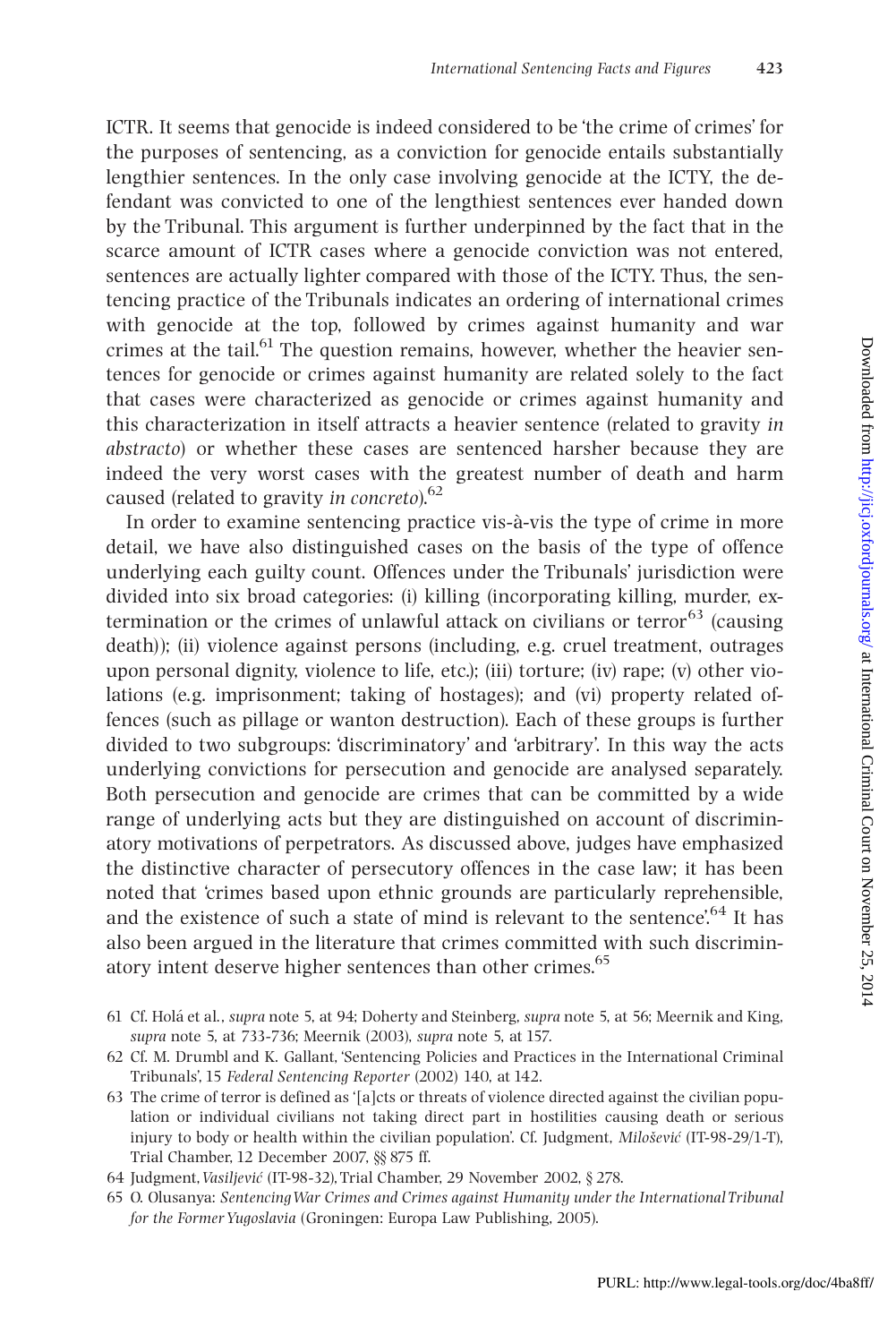ICTR. It seems that genocide is indeed considered to be 'the crime of crimes' for the purposes of sentencing, as a conviction for genocide entails substantially lengthier sentences. In the only case involving genocide at the ICTY, the defendant was convicted to one of the lengthiest sentences ever handed down by the Tribunal. This argument is further underpinned by the fact that in the scarce amount of ICTR cases where a genocide conviction was not entered, sentences are actually lighter compared with those of the ICTY. Thus, the sentencing practice of the Tribunals indicates an ordering of international crimes with genocide at the top, followed by crimes against humanity and war crimes at the tail.[61] The question remains, however, whether the heavier sentences for genocide or crimes against humanity are related solely to the fact that cases were characterized as genocide or crimes against humanity and this characterization in itself attracts a heavier sentence (related to gravity *in abstracto*) or whether these cases are sentenced harsher because they are indeed the very worst cases with the greatest number of death and harm caused (related to gravity *in concreto*).[62]

In order to examine sentencing practice vis-à-vis the type of crime in more detail, we have also distinguished cases on the basis of the type of offence underlying each guilty count. Offences under the Tribunals' jurisdiction were divided into six broad categories: (i) killing (incorporating killing, murder, extermination or the crimes of unlawful attack on civilians or terror[63] (causing death)); (ii) violence against persons (including, e.g. cruel treatment, outrages upon personal dignity, violence to life, etc.); (iii) torture; (iv) rape; (v) other violations (e.g. imprisonment; taking of hostages); and (vi) property related offences (such as pillage or wanton destruction). Each of these groups is further divided to two subgroups: 'discriminatory' and 'arbitrary'. In this way the acts underlying convictions for persecution and genocide are analysed separately. Both persecution and genocide are crimes that can be committed by a wide range of underlying acts but they are distinguished on account of discriminatory motivations of perpetrators. As discussed above, judges have emphasized the distinctive character of persecutory offences in the case law; it has been noted that 'crimes based upon ethnic grounds are particularly reprehensible, and the existence of such a state of mind is relevant to the sentence'.[64] It has also been argued in the literature that crimes committed with such discriminatory intent deserve higher sentences than other crimes.[65]

61 Cf. Holá et al., *supra* note 5, at 94; Doherty and Steinberg, *supra* note 5, at 56; Meernik and King, *supra* note 5, at 733-736; Meernik (2003), *supra* note 5, at 157.

62 Cf. M. Drumbl and K. Gallant, 'Sentencing Policies and Practices in the International Criminal Tribunals', 15 *Federal Sentencing Reporter* (2002) 140, at 142.

63 The crime of terror is defined as '[a]cts or threats of violence directed against the civilian population or individual civilians not taking direct part in hostilities causing death or serious injury to body or health within the civilian population'. Cf. Judgment, *Milošević* (IT-98-29/1-T), Trial Chamber, 12 December 2007, §§ 875 ff.

64 Judgment, *Vasiljević* (IT-98-32), Trial Chamber, 29 November 2002, § 278.

65 O. Olusanya: *Sentencing War Crimes and Crimes against Humanity under the International Tribunal for the Former Yugoslavia* (Groningen: Europa Law Publishing, 2005).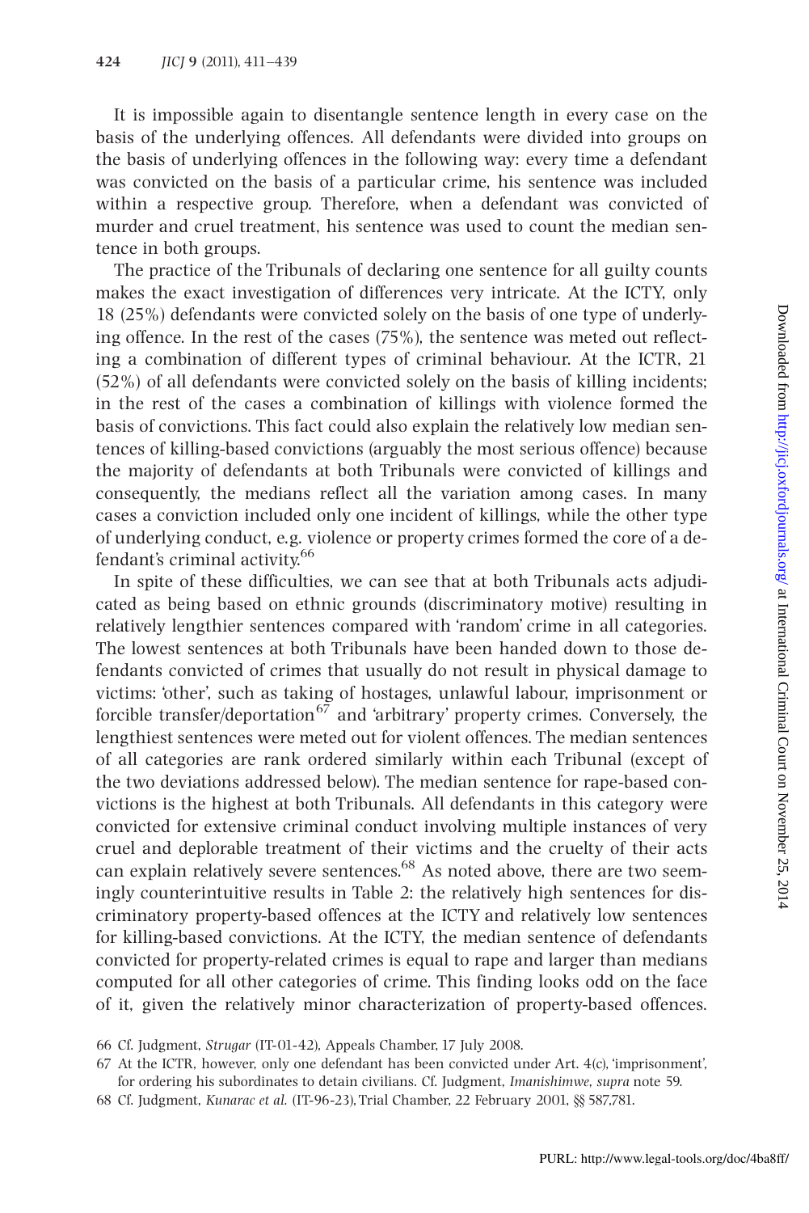It is impossible again to disentangle sentence length in every case on the basis of the underlying offences. All defendants were divided into groups on the basis of underlying offences in the following way: every time a defendant was convicted on the basis of a particular crime, his sentence was included within a respective group. Therefore, when a defendant was convicted of murder and cruel treatment, his sentence was used to count the median sentence in both groups.

The practice of the Tribunals of declaring one sentence for all guilty counts makes the exact investigation of differences very intricate. At the ICTY, only 18 (25%) defendants were convicted solely on the basis of one type of underlying offence. In the rest of the cases (75%), the sentence was meted out reflecting a combination of different types of criminal behaviour. At the ICTR, 21 (52%) of all defendants were convicted solely on the basis of killing incidents; in the rest of the cases a combination of killings with violence formed the basis of convictions. This fact could also explain the relatively low median sentences of killing-based convictions (arguably the most serious offence) because the majority of defendants at both Tribunals were convicted of killings and consequently, the medians reflect all the variation among cases. In many cases a conviction included only one incident of killings, while the other type of underlying conduct, e.g. violence or property crimes formed the core of a defendant's criminal activity.[66]

In spite of these difficulties, we can see that at both Tribunals acts adjudicated as being based on ethnic grounds (discriminatory motive) resulting in relatively lengthier sentences compared with 'random' crime in all categories. The lowest sentences at both Tribunals have been handed down to those defendants convicted of crimes that usually do not result in physical damage to victims: 'other', such as taking of hostages, unlawful labour, imprisonment or forcible transfer/deportation[67] and 'arbitrary' property crimes. Conversely, the lengthiest sentences were meted out for violent offences. The median sentences of all categories are rank ordered similarly within each Tribunal (except of the two deviations addressed below). The median sentence for rape-based convictions is the highest at both Tribunals. All defendants in this category were convicted for extensive criminal conduct involving multiple instances of very cruel and deplorable treatment of their victims and the cruelty of their acts can explain relatively severe sentences.[68] As noted above, there are two seemingly counterintuitive results in Table 2: the relatively high sentences for discriminatory property-based offences at the ICTY and relatively low sentences for killing-based convictions. At the ICTY, the median sentence of defendants convicted for property-related crimes is equal to rape and larger than medians computed for all other categories of crime. This finding looks odd on the face of it, given the relatively minor characterization of property-based offences.

66 Cf. Judgment, *Strugar* (IT-01-42), Appeals Chamber, 17 July 2008.

67 At the ICTR, however, only one defendant has been convicted under Art. 4(c), 'imprisonment', for ordering his subordinates to detain civilians. Cf. Judgment, *Imanishimwe*, *supra* note 59.

68 Cf. Judgment, *Kunarac et al.* (IT-96-23), Trial Chamber, 22 February 2001, §§ 587,781.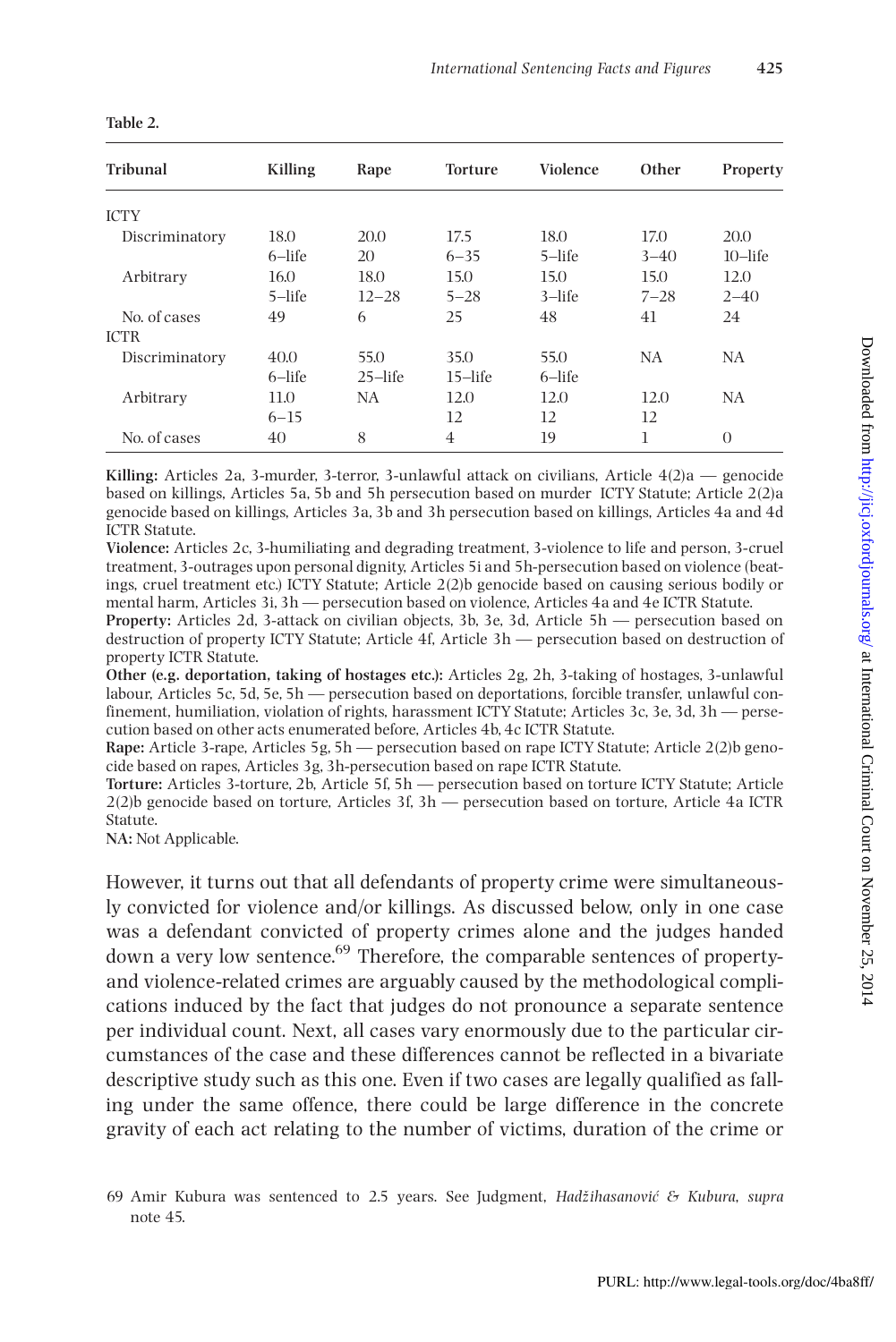**Table 2.**

| Tribunal | Killing | Rape | Torture | Violence | Other | Property |
|---|---|---|---|---|---|---|
| ICTY | | | | | | |
| Discriminatory | 18.0<br>6–life | 20.0<br>20 | 17.5<br>6–35 | 18.0<br>5–life | 17.0<br>3–40 | 20.0<br>10–life |
| Arbitrary | 16.0<br>5–life | 18.0<br>12–28 | 15.0<br>5–28 | 15.0<br>3–life | 15.0<br>7–28 | 12.0<br>2–40 |
| No. of cases | 49 | 6 | 25 | 48 | 41 | 24 |
| ICTR | | | | | | |
| Discriminatory | 40.0<br>6–life | 55.0<br>25–life | 35.0<br>15–life | 55.0<br>6–life | NA | NA |
| Arbitrary | 11.0<br>6–15 | NA | 12.0<br>12 | 12.0<br>12 | 12.0<br>12 | NA |
| No. of cases | 40 | 8 | 4 | 19 | 1 | 0 |

**Killing:** Articles 2a, 3-murder, 3-terror, 3-unlawful attack on civilians, Article 4(2)a — genocide based on killings, Articles 5a, 5b and 5h persecution based on murder ICTY Statute; Article 2(2)a genocide based on killings, Articles 3a, 3b and 3h persecution based on killings, Articles 4a and 4d ICTR Statute.
**Violence:** Articles 2c, 3-humiliating and degrading treatment, 3-violence to life and person, 3-cruel treatment, 3-outrages upon personal dignity, Articles 5i and 5h-persecution based on violence (beatings, cruel treatment etc.) ICTY Statute; Article 2(2)b genocide based on causing serious bodily or mental harm, Articles 3i, 3h — persecution based on violence, Articles 4a and 4e ICTR Statute.
**Property:** Articles 2d, 3-attack on civilian objects, 3b, 3e, 3d, Article 5h — persecution based on destruction of property ICTY Statute; Article 4f, Article 3h — persecution based on destruction of property ICTR Statute.
**Other (e.g. deportation, taking of hostages etc.):** Articles 2g, 2h, 3-taking of hostages, 3-unlawful labour, Articles 5c, 5d, 5e, 5h — persecution based on deportations, forcible transfer, unlawful confinement, humiliation, violation of rights, harassment ICTY Statute; Articles 3c, 3e, 3d, 3h — persecution based on other acts enumerated before, Articles 4b, 4c ICTR Statute.
**Rape:** Article 3-rape, Articles 5g, 5h — persecution based on rape ICTY Statute; Article 2(2)b genocide based on rapes, Articles 3g, 3h-persecution based on rape ICTR Statute.
**Torture:** Articles 3-torture, 2b, Article 5f, 5h — persecution based on torture ICTY Statute; Article 2(2)b genocide based on torture, Articles 3f, 3h — persecution based on torture, Article 4a ICTR Statute.
**NA:** Not Applicable.

However, it turns out that all defendants of property crime were simultaneously convicted for violence and/or killings. As discussed below, only in one case was a defendant convicted of property crimes alone and the judges handed down a very low sentence.[69] Therefore, the comparable sentences of property- and violence-related crimes are arguably caused by the methodological complications induced by the fact that judges do not pronounce a separate sentence per individual count. Next, all cases vary enormously due to the particular circumstances of the case and these differences cannot be reflected in a bivariate descriptive study such as this one. Even if two cases are legally qualified as falling under the same offence, there could be large difference in the concrete gravity of each act relating to the number of victims, duration of the crime or

69 Amir Kubura was sentenced to 2.5 years. See Judgment, *Hadžihasanović & Kubura*, *supra* note 45.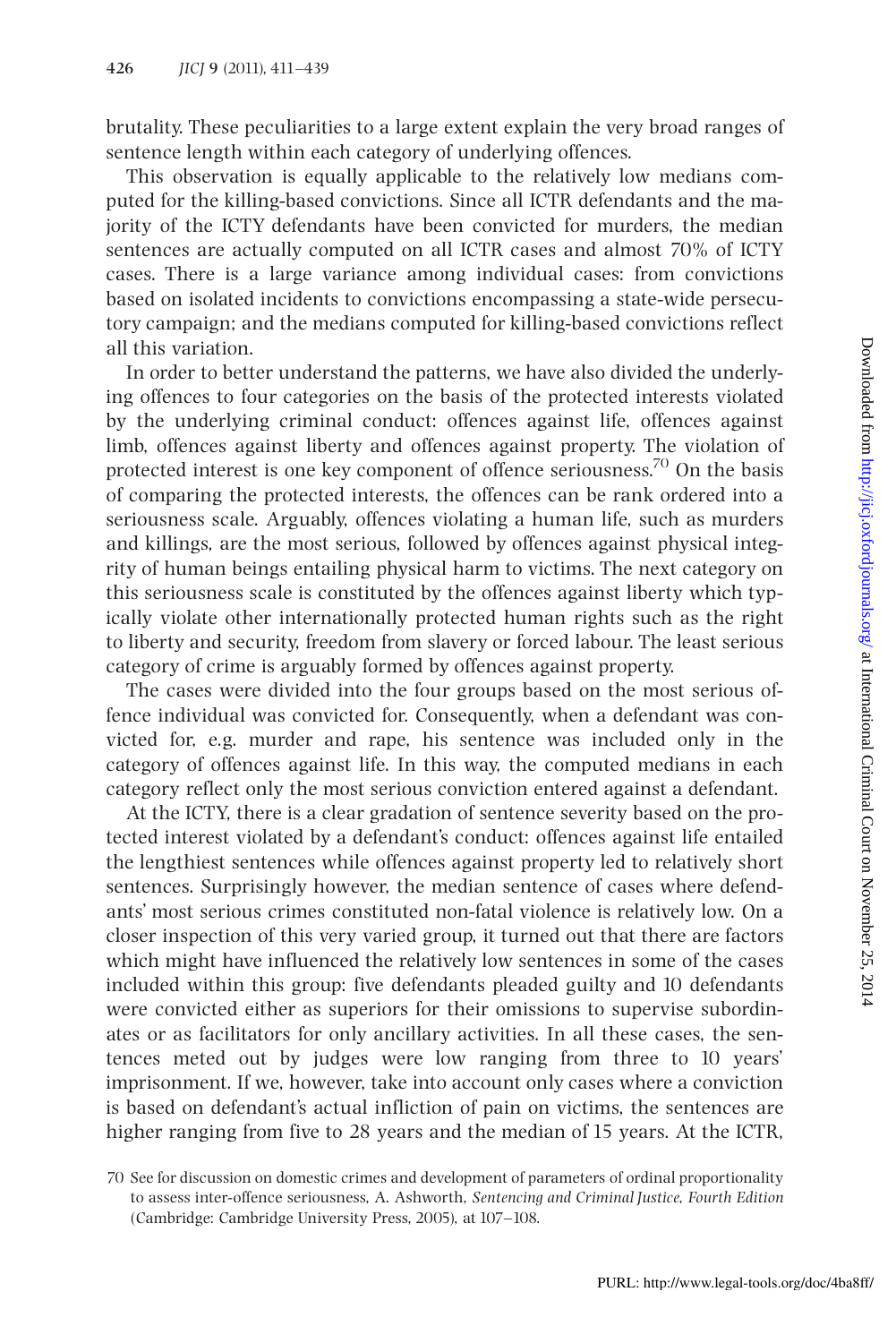brutality. These peculiarities to a large extent explain the very broad ranges of sentence length within each category of underlying offences.

This observation is equally applicable to the relatively low medians computed for the killing-based convictions. Since all ICTR defendants and the majority of the ICTY defendants have been convicted for murders, the median sentences are actually computed on all ICTR cases and almost 70% of ICTY cases. There is a large variance among individual cases: from convictions based on isolated incidents to convictions encompassing a state-wide persecutory campaign; and the medians computed for killing-based convictions reflect all this variation.

In order to better understand the patterns, we have also divided the underlying offences to four categories on the basis of the protected interests violated by the underlying criminal conduct: offences against life, offences against limb, offences against liberty and offences against property. The violation of protected interest is one key component of offence seriousness.[70] On the basis of comparing the protected interests, the offences can be rank ordered into a seriousness scale. Arguably, offences violating a human life, such as murders and killings, are the most serious, followed by offences against physical integrity of human beings entailing physical harm to victims. The next category on this seriousness scale is constituted by the offences against liberty which typically violate other internationally protected human rights such as the right to liberty and security, freedom from slavery or forced labour. The least serious category of crime is arguably formed by offences against property.

The cases were divided into the four groups based on the most serious offence individual was convicted for. Consequently, when a defendant was convicted for, e.g. murder and rape, his sentence was included only in the category of offences against life. In this way, the computed medians in each category reflect only the most serious conviction entered against a defendant.

At the ICTY, there is a clear gradation of sentence severity based on the protected interest violated by a defendant's conduct: offences against life entailed the lengthiest sentences while offences against property led to relatively short sentences. Surprisingly however, the median sentence of cases where defendants' most serious crimes constituted non-fatal violence is relatively low. On a closer inspection of this very varied group, it turned out that there are factors which might have influenced the relatively low sentences in some of the cases included within this group: five defendants pleaded guilty and 10 defendants were convicted either as superiors for their omissions to supervise subordinates or as facilitators for only ancillary activities. In all these cases, the sentences meted out by judges were low ranging from three to 10 years' imprisonment. If we, however, take into account only cases where a conviction is based on defendant's actual infliction of pain on victims, the sentences are higher ranging from five to 28 years and the median of 15 years. At the ICTR,

70 See for discussion on domestic crimes and development of parameters of ordinal proportionality to assess inter-offence seriousness, A. Ashworth, *Sentencing and Criminal Justice, Fourth Edition* (Cambridge: Cambridge University Press, 2005), at 107–108.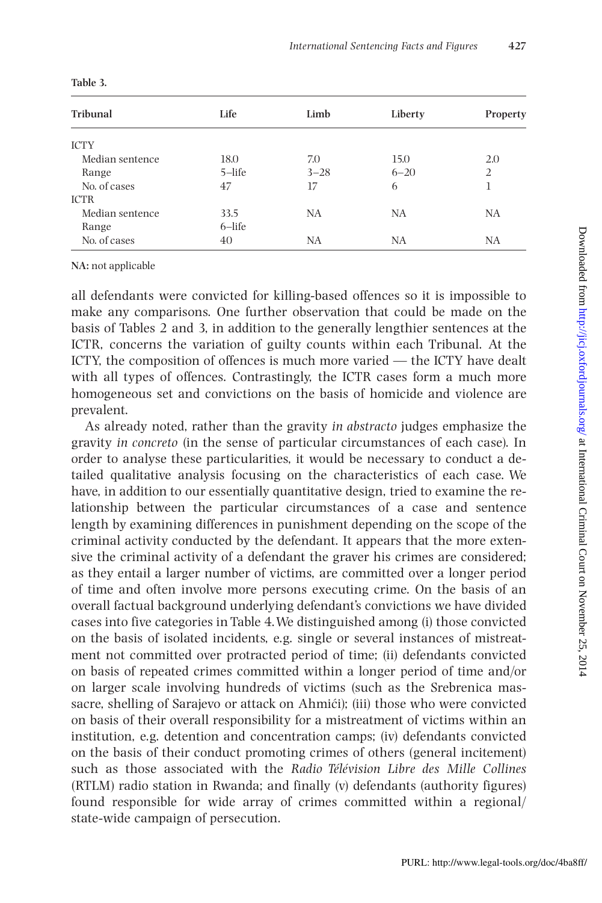**Table 3.**

| Tribunal | Life | Limb | Liberty | Property |
|---|---|---|---|---|
| ICTY | | | | |
| Median sentence | 18.0 | 7.0 | 15.0 | 2.0 |
| Range | 5–life | 3–28 | 6–20 | 2 |
| No. of cases | 47 | 17 | 6 | 1 |
| ICTR | | | | |
| Median sentence | 33.5 | NA | NA | NA |
| Range | 6–life | | | |
| No. of cases | 40 | NA | NA | NA |

**NA:** not applicable

all defendants were convicted for killing-based offences so it is impossible to make any comparisons. One further observation that could be made on the basis of Tables 2 and 3, in addition to the generally lengthier sentences at the ICTR, concerns the variation of guilty counts within each Tribunal. At the ICTY, the composition of offences is much more varied — the ICTY have dealt with all types of offences. Contrastingly, the ICTR cases form a much more homogeneous set and convictions on the basis of homicide and violence are prevalent.

As already noted, rather than the gravity *in abstracto* judges emphasize the gravity *in concreto* (in the sense of particular circumstances of each case). In order to analyse these particularities, it would be necessary to conduct a detailed qualitative analysis focusing on the characteristics of each case. We have, in addition to our essentially quantitative design, tried to examine the relationship between the particular circumstances of a case and sentence length by examining differences in punishment depending on the scope of the criminal activity conducted by the defendant. It appears that the more extensive the criminal activity of a defendant the graver his crimes are considered; as they entail a larger number of victims, are committed over a longer period of time and often involve more persons executing crime. On the basis of an overall factual background underlying defendant's convictions we have divided cases into five categories in Table 4. We distinguished among (i) those convicted on the basis of isolated incidents, e.g. single or several instances of mistreatment not committed over protracted period of time; (ii) defendants convicted on basis of repeated crimes committed within a longer period of time and/or on larger scale involving hundreds of victims (such as the Srebrenica massacre, shelling of Sarajevo or attack on Ahmići); (iii) those who were convicted on basis of their overall responsibility for a mistreatment of victims within an institution, e.g. detention and concentration camps; (iv) defendants convicted on the basis of their conduct promoting crimes of others (general incitement) such as those associated with the *Radio Télévision Libre des Mille Collines* (RTLM) radio station in Rwanda; and finally (v) defendants (authority figures) found responsible for wide array of crimes committed within a regional/state-wide campaign of persecution.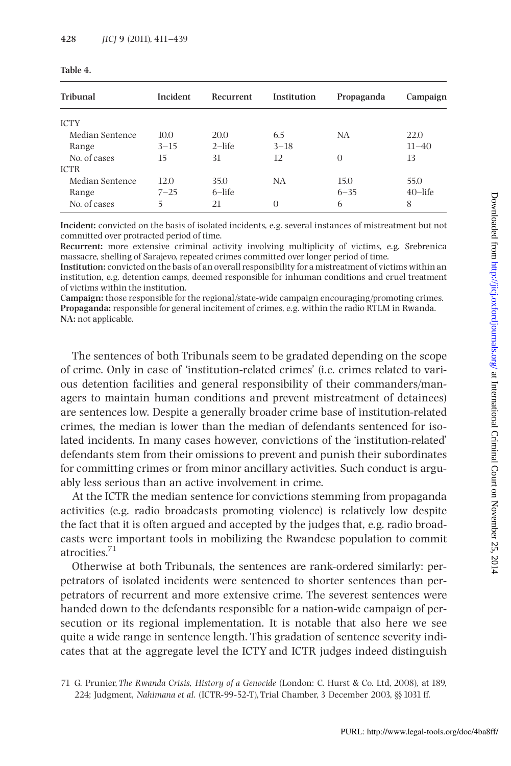**Table 4.**

| Tribunal | Incident | Recurrent | Institution | Propaganda | Campaign |
|---|---|---|---|---|---|
| ICTY | | | | | |
| Median Sentence | 10.0 | 20.0 | 6.5 | NA | 22.0 |
| Range | 3–15 | 2–life | 3–18 | | 11–40 |
| No. of cases | 15 | 31 | 12 | 0 | 13 |
| ICTR | | | | | |
| Median Sentence | 12.0 | 35.0 | NA | 15.0 | 55.0 |
| Range | 7–25 | 6–life | | 6–35 | 40–life |
| No. of cases | 5 | 21 | 0 | 6 | 8 |

**Incident:** convicted on the basis of isolated incidents, e.g. several instances of mistreatment but not committed over protracted period of time.
**Recurrent:** more extensive criminal activity involving multiplicity of victims, e.g. Srebrenica massacre, shelling of Sarajevo, repeated crimes committed over longer period of time.
**Institution:** convicted on the basis of an overall responsibility for a mistreatment of victims within an institution, e.g. detention camps, deemed responsible for inhuman conditions and cruel treatment of victims within the institution.
**Campaign:** those responsible for the regional/state-wide campaign encouraging/promoting crimes.
**Propaganda:** responsible for general incitement of crimes, e.g. within the radio RTLM in Rwanda.
**NA:** not applicable.

The sentences of both Tribunals seem to be gradated depending on the scope of crime. Only in case of 'institution-related crimes' (i.e. crimes related to various detention facilities and general responsibility of their commanders/managers to maintain human conditions and prevent mistreatment of detainees) are sentences low. Despite a generally broader crime base of institution-related crimes, the median is lower than the median of defendants sentenced for isolated incidents. In many cases however, convictions of the 'institution-related' defendants stem from their omissions to prevent and punish their subordinates for committing crimes or from minor ancillary activities. Such conduct is arguably less serious than an active involvement in crime.

At the ICTR the median sentence for convictions stemming from propaganda activities (e.g. radio broadcasts promoting violence) is relatively low despite the fact that it is often argued and accepted by the judges that, e.g. radio broadcasts were important tools in mobilizing the Rwandese population to commit atrocities.[71]

Otherwise at both Tribunals, the sentences are rank-ordered similarly: perpetrators of isolated incidents were sentenced to shorter sentences than perpetrators of recurrent and more extensive crime. The severest sentences were handed down to the defendants responsible for a nation-wide campaign of persecution or its regional implementation. It is notable that also here we see quite a wide range in sentence length. This gradation of sentence severity indicates that at the aggregate level the ICTY and ICTR judges indeed distinguish

71 G. Prunier, *The Rwanda Crisis, History of a Genocide* (London: C. Hurst & Co. Ltd, 2008), at 189, 224; Judgment, *Nahimana et al.* (ICTR-99-52-T), Trial Chamber, 3 December 2003, §§ 1031 ff.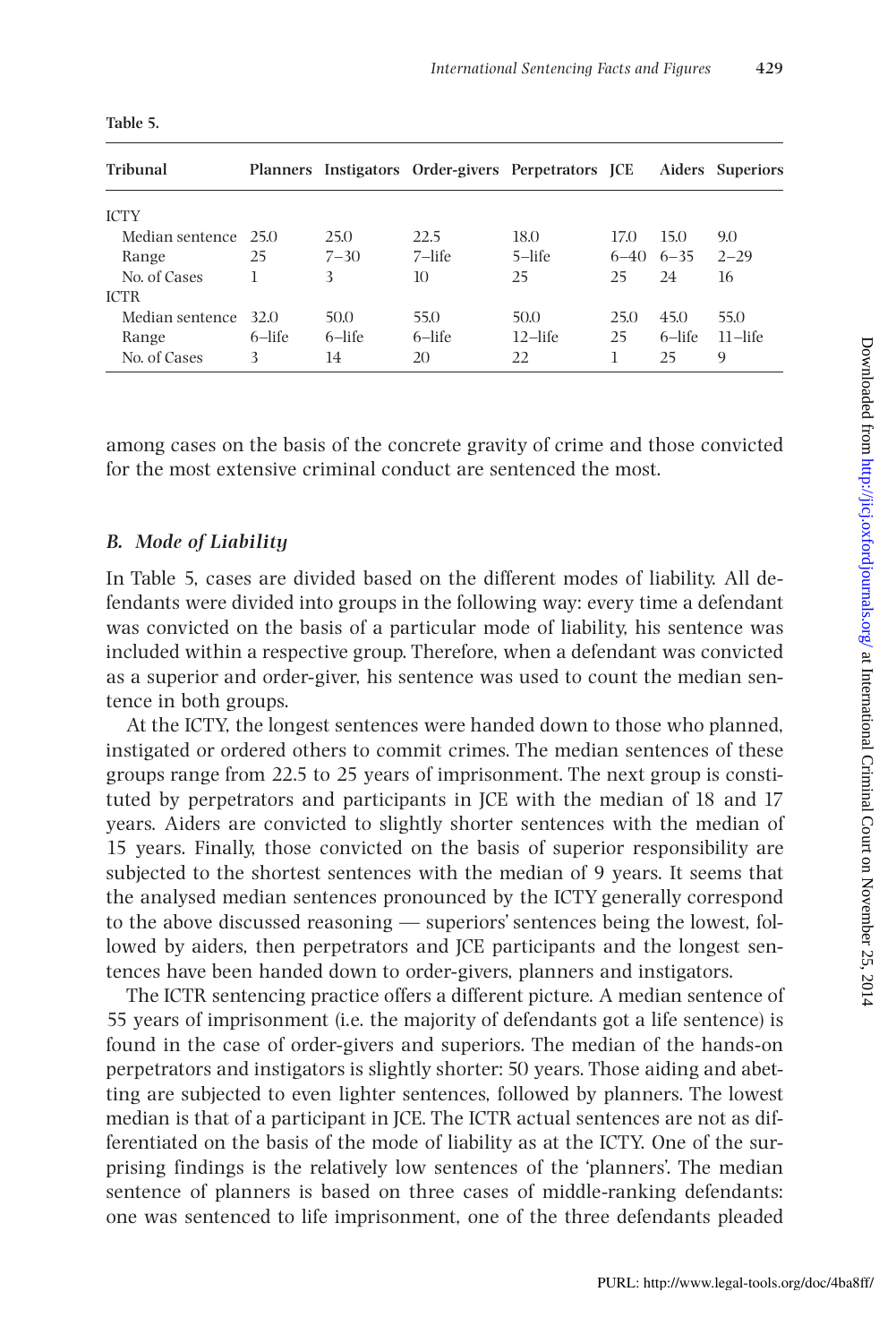**Table 5.**

| Tribunal | Planners | Instigators | Order-givers | Perpetrators | JCE | Aiders | Superiors |
|---|---|---|---|---|---|---|---|
| ICTY | | | | | | | |
| Median sentence | 25.0 | 25.0 | 22.5 | 18.0 | 17.0 | 15.0 | 9.0 |
| Range | 25 | 7–30 | 7–life | 5–life | 6–40 | 6–35 | 2–29 |
| No. of Cases | 1 | 3 | 10 | 25 | 25 | 24 | 16 |
| ICTR | | | | | | | |
| Median sentence | 32.0 | 50.0 | 55.0 | 50.0 | 25.0 | 45.0 | 55.0 |
| Range | 6–life | 6–life | 6–life | 12–life | 25 | 6–life | 11–life |
| No. of Cases | 3 | 14 | 20 | 22 | 1 | 25 | 9 |

among cases on the basis of the concrete gravity of crime and those convicted for the most extensive criminal conduct are sentenced the most.

### *B. Mode of Liability*

In Table 5, cases are divided based on the different modes of liability. All defendants were divided into groups in the following way: every time a defendant was convicted on the basis of a particular mode of liability, his sentence was included within a respective group. Therefore, when a defendant was convicted as a superior and order-giver, his sentence was used to count the median sentence in both groups.

At the ICTY, the longest sentences were handed down to those who planned, instigated or ordered others to commit crimes. The median sentences of these groups range from 22.5 to 25 years of imprisonment. The next group is constituted by perpetrators and participants in JCE with the median of 18 and 17 years. Aiders are convicted to slightly shorter sentences with the median of 15 years. Finally, those convicted on the basis of superior responsibility are subjected to the shortest sentences with the median of 9 years. It seems that the analysed median sentences pronounced by the ICTY generally correspond to the above discussed reasoning — superiors' sentences being the lowest, followed by aiders, then perpetrators and JCE participants and the longest sentences have been handed down to order-givers, planners and instigators.

The ICTR sentencing practice offers a different picture. A median sentence of 55 years of imprisonment (i.e. the majority of defendants got a life sentence) is found in the case of order-givers and superiors. The median of the hands-on perpetrators and instigators is slightly shorter: 50 years. Those aiding and abetting are subjected to even lighter sentences, followed by planners. The lowest median is that of a participant in JCE. The ICTR actual sentences are not as differentiated on the basis of the mode of liability as at the ICTY. One of the surprising findings is the relatively low sentences of the 'planners'. The median sentence of planners is based on three cases of middle-ranking defendants: one was sentenced to life imprisonment, one of the three defendants pleaded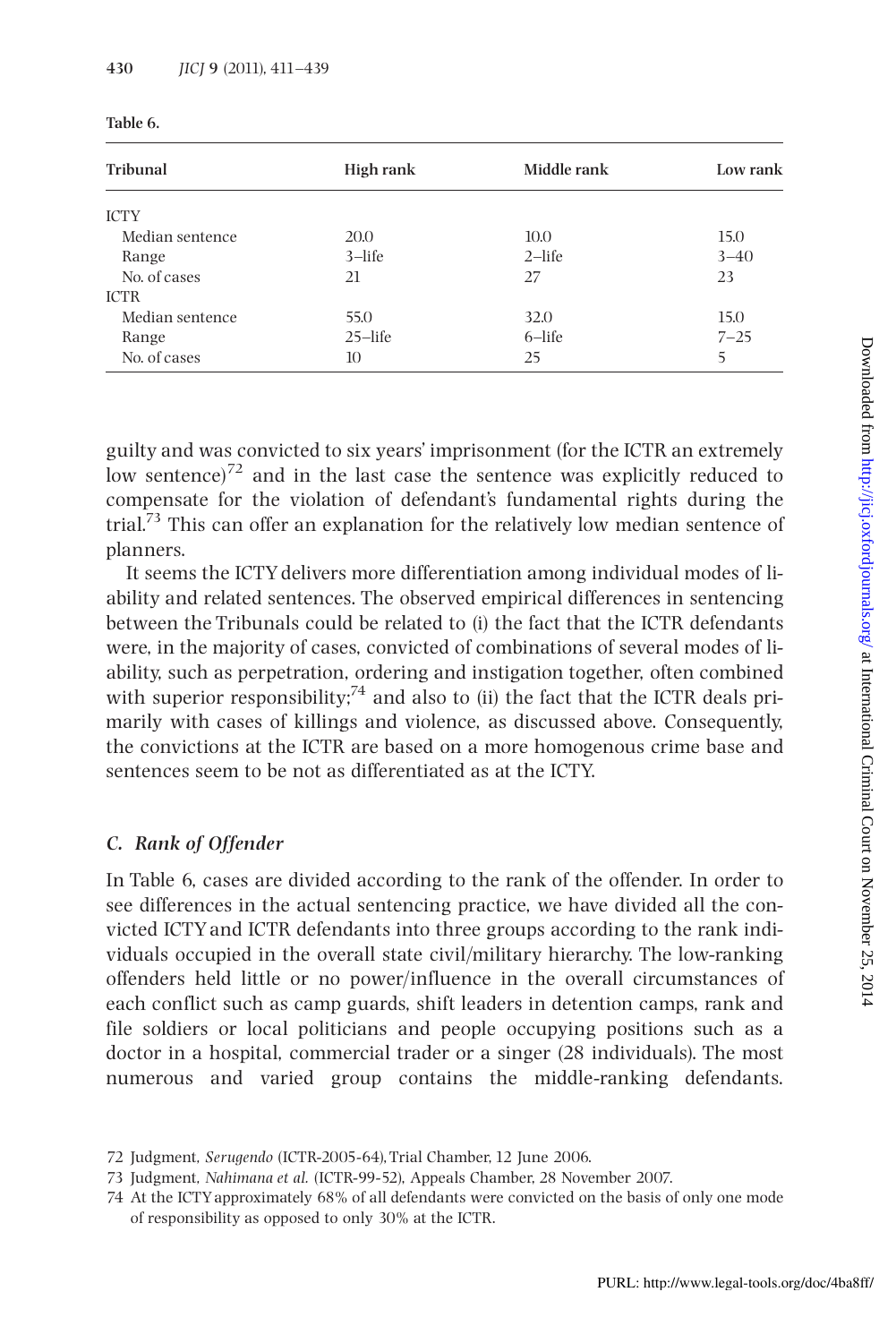Table 6.

| Tribunal | High rank | Middle rank | Low rank |
|---|---|---|---|
| ICTY | | | |
| Median sentence | 20.0 | 10.0 | 15.0 |
| Range | 3–life | 2–life | 3–40 |
| No. of cases | 21 | 27 | 23 |
| ICTR | | | |
| Median sentence | 55.0 | 32.0 | 15.0 |
| Range | 25–life | 6–life | 7–25 |
| No. of cases | 10 | 25 | 5 |

guilty and was convicted to six years' imprisonment (for the ICTR an extremely low sentence)[72] and in the last case the sentence was explicitly reduced to compensate for the violation of defendant's fundamental rights during the trial.[73] This can offer an explanation for the relatively low median sentence of planners.

It seems the ICTY delivers more differentiation among individual modes of liability and related sentences. The observed empirical differences in sentencing between the Tribunals could be related to (i) the fact that the ICTR defendants were, in the majority of cases, convicted of combinations of several modes of liability, such as perpetration, ordering and instigation together, often combined with superior responsibility;[74] and also to (ii) the fact that the ICTR deals primarily with cases of killings and violence, as discussed above. Consequently, the convictions at the ICTR are based on a more homogenous crime base and sentences seem to be not as differentiated as at the ICTY.

### C. Rank of Offender

In Table 6, cases are divided according to the rank of the offender. In order to see differences in the actual sentencing practice, we have divided all the convicted ICTY and ICTR defendants into three groups according to the rank individuals occupied in the overall state civil/military hierarchy. The low-ranking offenders held little or no power/influence in the overall circumstances of each conflict such as camp guards, shift leaders in detention camps, rank and file soldiers or local politicians and people occupying positions such as a doctor in a hospital, commercial trader or a singer (28 individuals). The most numerous and varied group contains the middle-ranking defendants.

72 Judgment, *Serugendo* (ICTR-2005-64), Trial Chamber, 12 June 2006.

73 Judgment, *Nahimana et al.* (ICTR-99-52), Appeals Chamber, 28 November 2007.

74 At the ICTY approximately 68% of all defendants were convicted on the basis of only one mode of responsibility as opposed to only 30% at the ICTR.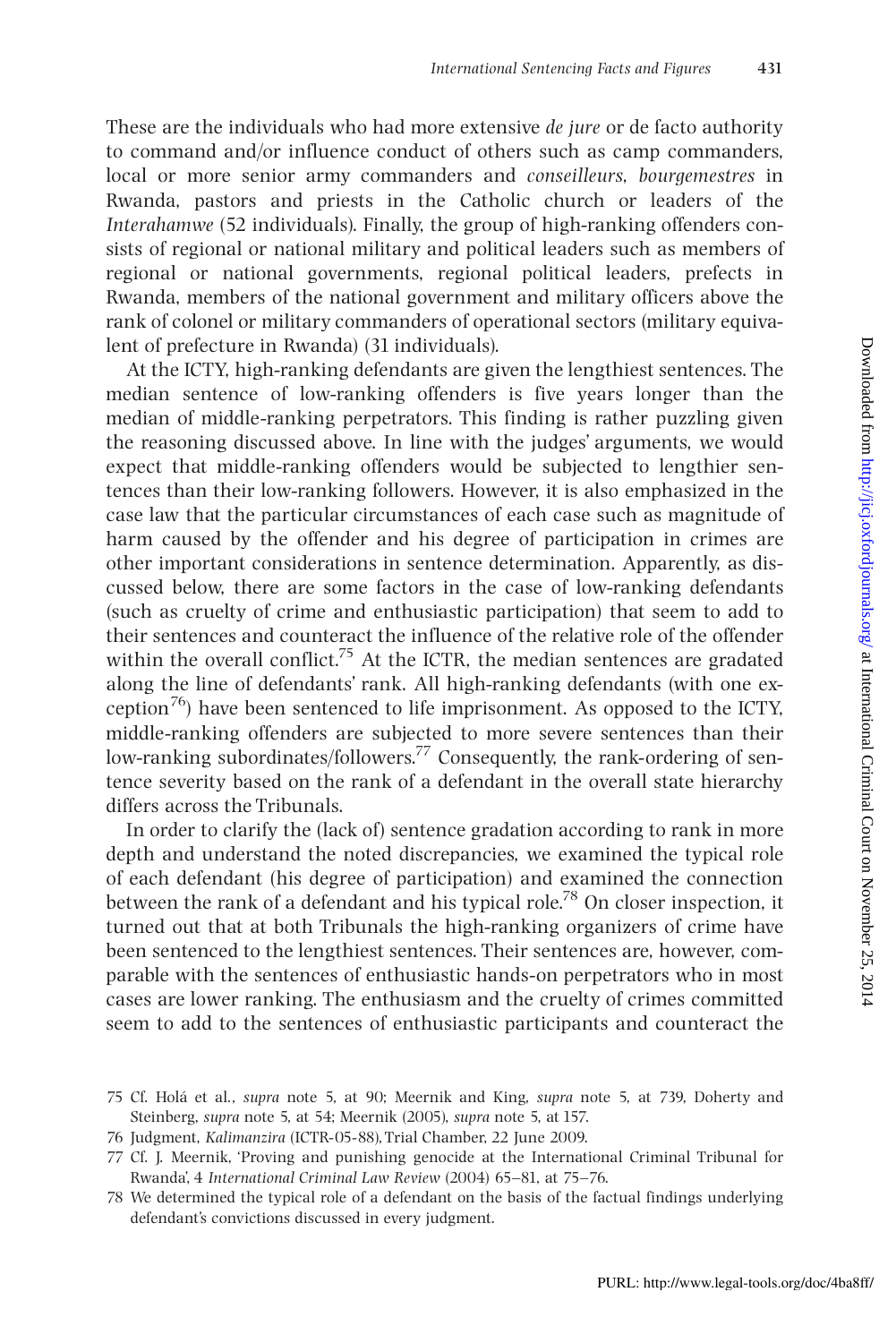These are the individuals who had more extensive *de jure* or de facto authority to command and/or influence conduct of others such as camp commanders, local or more senior army commanders and *conseilleurs*, *bourgemestres* in Rwanda, pastors and priests in the Catholic church or leaders of the *Interahamwe* (52 individuals). Finally, the group of high-ranking offenders consists of regional or national military and political leaders such as members of regional or national governments, regional political leaders, prefects in Rwanda, members of the national government and military officers above the rank of colonel or military commanders of operational sectors (military equivalent of prefecture in Rwanda) (31 individuals).

At the ICTY, high-ranking defendants are given the lengthiest sentences. The median sentence of low-ranking offenders is five years longer than the median of middle-ranking perpetrators. This finding is rather puzzling given the reasoning discussed above. In line with the judges' arguments, we would expect that middle-ranking offenders would be subjected to lengthier sentences than their low-ranking followers. However, it is also emphasized in the case law that the particular circumstances of each case such as magnitude of harm caused by the offender and his degree of participation in crimes are other important considerations in sentence determination. Apparently, as discussed below, there are some factors in the case of low-ranking defendants (such as cruelty of crime and enthusiastic participation) that seem to add to their sentences and counteract the influence of the relative role of the offender within the overall conflict.[75] At the ICTR, the median sentences are gradated along the line of defendants' rank. All high-ranking defendants (with one exception[76]) have been sentenced to life imprisonment. As opposed to the ICTY, middle-ranking offenders are subjected to more severe sentences than their low-ranking subordinates/followers.[77] Consequently, the rank-ordering of sentence severity based on the rank of a defendant in the overall state hierarchy differs across the Tribunals.

In order to clarify the (lack of) sentence gradation according to rank in more depth and understand the noted discrepancies, we examined the typical role of each defendant (his degree of participation) and examined the connection between the rank of a defendant and his typical role.[78] On closer inspection, it turned out that at both Tribunals the high-ranking organizers of crime have been sentenced to the lengthiest sentences. Their sentences are, however, comparable with the sentences of enthusiastic hands-on perpetrators who in most cases are lower ranking. The enthusiasm and the cruelty of crimes committed seem to add to the sentences of enthusiastic participants and counteract the

75 Cf. Holá et al., *supra* note 5, at 90; Meernik and King, *supra* note 5, at 739, Doherty and Steinberg, *supra* note 5, at 54; Meernik (2005), *supra* note 5, at 157.

76 Judgment, *Kalimanzira* (ICTR-05-88), Trial Chamber, 22 June 2009.

77 Cf. J. Meernik, 'Proving and punishing genocide at the International Criminal Tribunal for Rwanda', 4 *International Criminal Law Review* (2004) 65–81, at 75–76.

78 We determined the typical role of a defendant on the basis of the factual findings underlying defendant's convictions discussed in every judgment.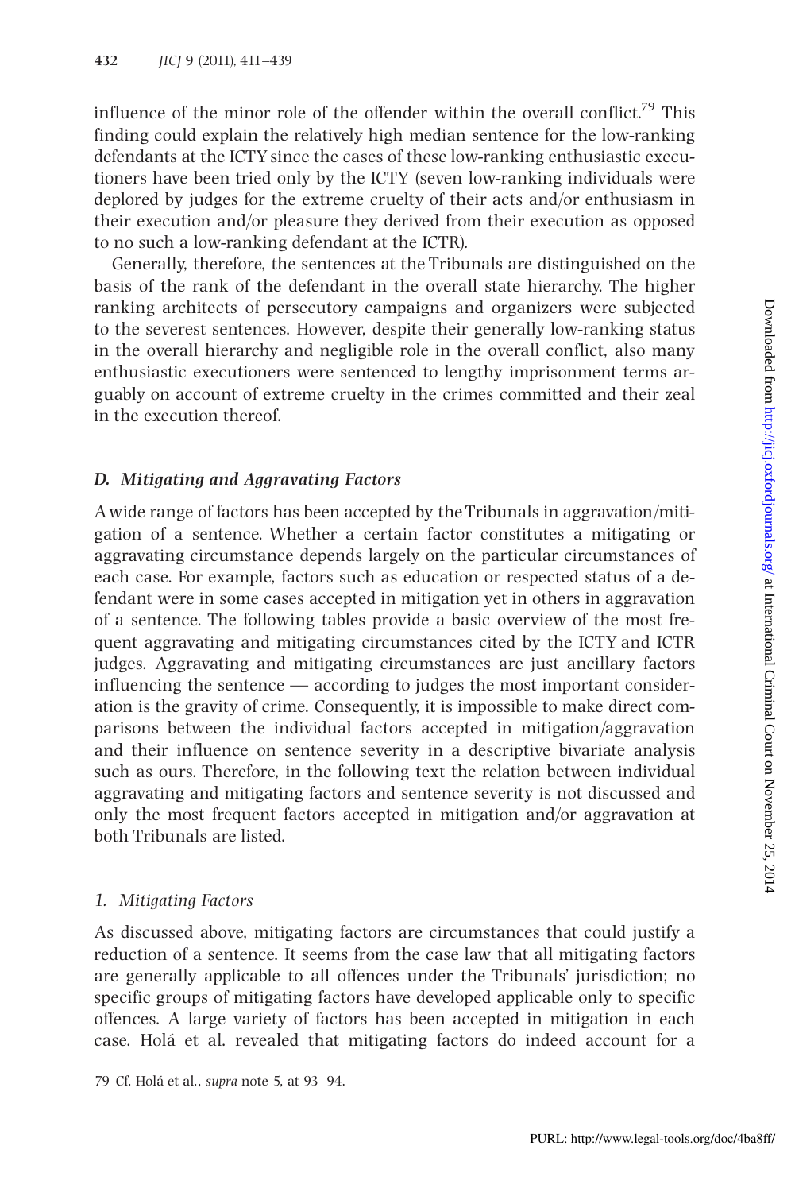influence of the minor role of the offender within the overall conflict.[79] This finding could explain the relatively high median sentence for the low-ranking defendants at the ICTY since the cases of these low-ranking enthusiastic executioners have been tried only by the ICTY (seven low-ranking individuals were deplored by judges for the extreme cruelty of their acts and/or enthusiasm in their execution and/or pleasure they derived from their execution as opposed to no such a low-ranking defendant at the ICTR).

Generally, therefore, the sentences at the Tribunals are distinguished on the basis of the rank of the defendant in the overall state hierarchy. The higher ranking architects of persecutory campaigns and organizers were subjected to the severest sentences. However, despite their generally low-ranking status in the overall hierarchy and negligible role in the overall conflict, also many enthusiastic executioners were sentenced to lengthy imprisonment terms arguably on account of extreme cruelty in the crimes committed and their zeal in the execution thereof.

### *D. Mitigating and Aggravating Factors*

A wide range of factors has been accepted by the Tribunals in aggravation/mitigation of a sentence. Whether a certain factor constitutes a mitigating or aggravating circumstance depends largely on the particular circumstances of each case. For example, factors such as education or respected status of a defendant were in some cases accepted in mitigation yet in others in aggravation of a sentence. The following tables provide a basic overview of the most frequent aggravating and mitigating circumstances cited by the ICTY and ICTR judges. Aggravating and mitigating circumstances are just ancillary factors influencing the sentence — according to judges the most important consideration is the gravity of crime. Consequently, it is impossible to make direct comparisons between the individual factors accepted in mitigation/aggravation and their influence on sentence severity in a descriptive bivariate analysis such as ours. Therefore, in the following text the relation between individual aggravating and mitigating factors and sentence severity is not discussed and only the most frequent factors accepted in mitigation and/or aggravation at both Tribunals are listed.

#### *1. Mitigating Factors*

As discussed above, mitigating factors are circumstances that could justify a reduction of a sentence. It seems from the case law that all mitigating factors are generally applicable to all offences under the Tribunals' jurisdiction; no specific groups of mitigating factors have developed applicable only to specific offences. A large variety of factors has been accepted in mitigation in each case. Holá et al. revealed that mitigating factors do indeed account for a

79 Cf. Holá et al., *supra* note 5, at 93–94.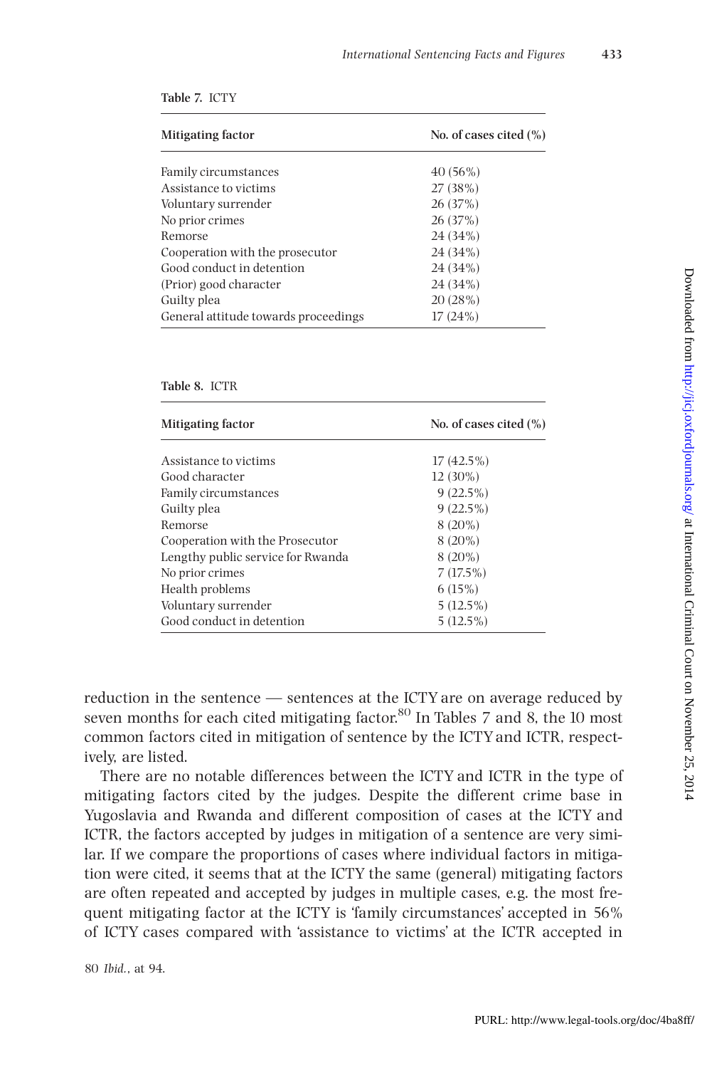Table 7. ICTY

| Mitigating factor | No. of cases cited (%) |
|---|---|
| Family circumstances | 40 (56%) |
| Assistance to victims | 27 (38%) |
| Voluntary surrender | 26 (37%) |
| No prior crimes | 26 (37%) |
| Remorse | 24 (34%) |
| Cooperation with the prosecutor | 24 (34%) |
| Good conduct in detention | 24 (34%) |
| (Prior) good character | 24 (34%) |
| Guilty plea | 20 (28%) |
| General attitude towards proceedings | 17 (24%) |

Table 8. ICTR

| Mitigating factor | No. of cases cited (%) |
|---|---|
| Assistance to victims | 17 (42.5%) |
| Good character | 12 (30%) |
| Family circumstances | 9 (22.5%) |
| Guilty plea | 9 (22.5%) |
| Remorse | 8 (20%) |
| Cooperation with the Prosecutor | 8 (20%) |
| Lengthy public service for Rwanda | 8 (20%) |
| No prior crimes | 7 (17.5%) |
| Health problems | 6 (15%) |
| Voluntary surrender | 5 (12.5%) |
| Good conduct in detention | 5 (12.5%) |

reduction in the sentence — sentences at the ICTY are on average reduced by seven months for each cited mitigating factor.[80] In Tables 7 and 8, the 10 most common factors cited in mitigation of sentence by the ICTY and ICTR, respectively, are listed.

There are no notable differences between the ICTY and ICTR in the type of mitigating factors cited by the judges. Despite the different crime base in Yugoslavia and Rwanda and different composition of cases at the ICTY and ICTR, the factors accepted by judges in mitigation of a sentence are very similar. If we compare the proportions of cases where individual factors in mitigation were cited, it seems that at the ICTY the same (general) mitigating factors are often repeated and accepted by judges in multiple cases, e.g. the most frequent mitigating factor at the ICTY is 'family circumstances' accepted in 56% of ICTY cases compared with 'assistance to victims' at the ICTR accepted in

80 *Ibid.*, at 94.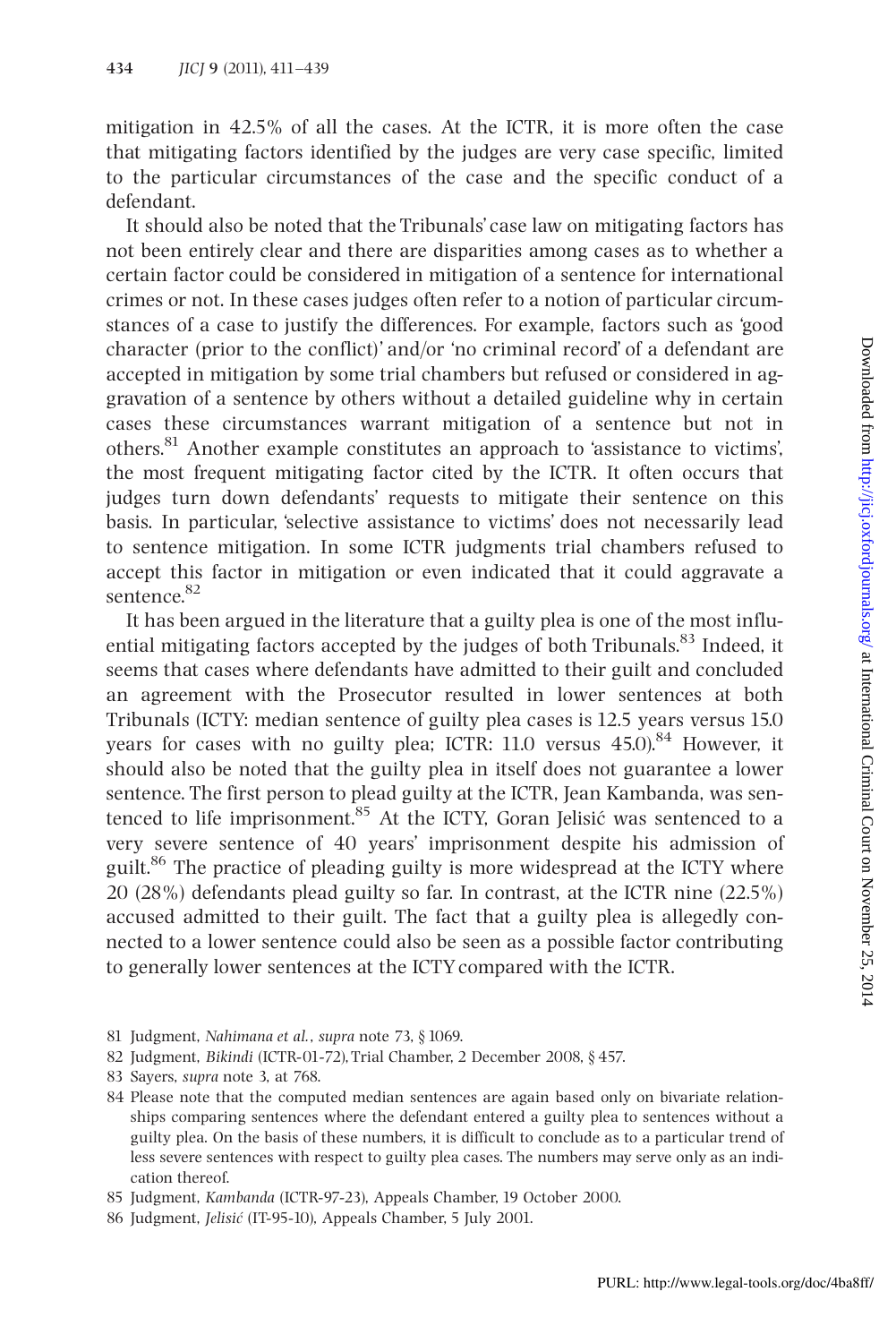mitigation in 42.5% of all the cases. At the ICTR, it is more often the case that mitigating factors identified by the judges are very case specific, limited to the particular circumstances of the case and the specific conduct of a defendant.

It should also be noted that the Tribunals' case law on mitigating factors has not been entirely clear and there are disparities among cases as to whether a certain factor could be considered in mitigation of a sentence for international crimes or not. In these cases judges often refer to a notion of particular circumstances of a case to justify the differences. For example, factors such as 'good character (prior to the conflict)' and/or 'no criminal record' of a defendant are accepted in mitigation by some trial chambers but refused or considered in aggravation of a sentence by others without a detailed guideline why in certain cases these circumstances warrant mitigation of a sentence but not in others.[81] Another example constitutes an approach to 'assistance to victims', the most frequent mitigating factor cited by the ICTR. It often occurs that judges turn down defendants' requests to mitigate their sentence on this basis. In particular, 'selective assistance to victims' does not necessarily lead to sentence mitigation. In some ICTR judgments trial chambers refused to accept this factor in mitigation or even indicated that it could aggravate a sentence.[82]

It has been argued in the literature that a guilty plea is one of the most influential mitigating factors accepted by the judges of both Tribunals.[83] Indeed, it seems that cases where defendants have admitted to their guilt and concluded an agreement with the Prosecutor resulted in lower sentences at both Tribunals (ICTY: median sentence of guilty plea cases is 12.5 years versus 15.0 years for cases with no guilty plea; ICTR: 11.0 versus 45.0).[84] However, it should also be noted that the guilty plea in itself does not guarantee a lower sentence. The first person to plead guilty at the ICTR, Jean Kambanda, was sentenced to life imprisonment.[85] At the ICTY, Goran Jelisić was sentenced to a very severe sentence of 40 years' imprisonment despite his admission of guilt.[86] The practice of pleading guilty is more widespread at the ICTY where 20 (28%) defendants plead guilty so far. In contrast, at the ICTR nine (22.5%) accused admitted to their guilt. The fact that a guilty plea is allegedly connected to a lower sentence could also be seen as a possible factor contributing to generally lower sentences at the ICTY compared with the ICTR.

81 Judgment, *Nahimana et al.*, *supra* note 73, § 1069.

82 Judgment, *Bikindi* (ICTR-01-72), Trial Chamber, 2 December 2008, § 457.

83 Sayers, *supra* note 3, at 768.

84 Please note that the computed median sentences are again based only on bivariate relationships comparing sentences where the defendant entered a guilty plea to sentences without a guilty plea. On the basis of these numbers, it is difficult to conclude as to a particular trend of less severe sentences with respect to guilty plea cases. The numbers may serve only as an indication thereof.

85 Judgment, *Kambanda* (ICTR-97-23), Appeals Chamber, 19 October 2000.

86 Judgment, *Jelisić* (IT-95-10), Appeals Chamber, 5 July 2001.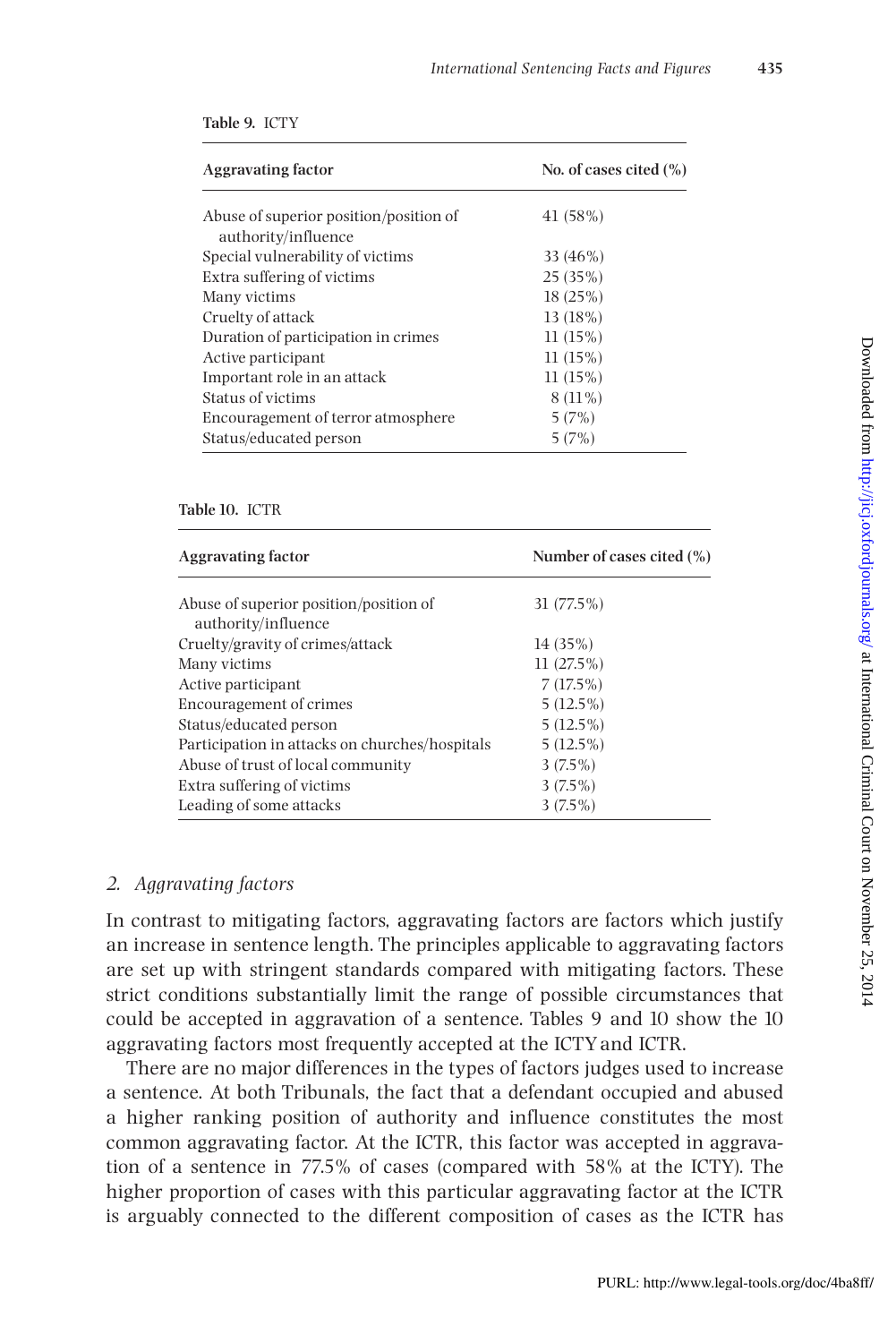**Table 9.** ICTY

| Aggravating factor | No. of cases cited (%) |
|---|---|
| Abuse of superior position/position of authority/influence | 41 (58%) |
| Special vulnerability of victims | 33 (46%) |
| Extra suffering of victims | 25 (35%) |
| Many victims | 18 (25%) |
| Cruelty of attack | 13 (18%) |
| Duration of participation in crimes | 11 (15%) |
| Active participant | 11 (15%) |
| Important role in an attack | 11 (15%) |
| Status of victims | 8 (11%) |
| Encouragement of terror atmosphere | 5 (7%) |
| Status/educated person | 5 (7%) |

**Table 10.** ICTR

| Aggravating factor | Number of cases cited (%) |
|---|---|
| Abuse of superior position/position of authority/influence | 31 (77.5%) |
| Cruelty/gravity of crimes/attack | 14 (35%) |
| Many victims | 11 (27.5%) |
| Active participant | 7 (17.5%) |
| Encouragement of crimes | 5 (12.5%) |
| Status/educated person | 5 (12.5%) |
| Participation in attacks on churches/hospitals | 5 (12.5%) |
| Abuse of trust of local community | 3 (7.5%) |
| Extra suffering of victims | 3 (7.5%) |
| Leading of some attacks | 3 (7.5%) |

### *2. Aggravating factors*

In contrast to mitigating factors, aggravating factors are factors which justify an increase in sentence length. The principles applicable to aggravating factors are set up with stringent standards compared with mitigating factors. These strict conditions substantially limit the range of possible circumstances that could be accepted in aggravation of a sentence. Tables 9 and 10 show the 10 aggravating factors most frequently accepted at the ICTY and ICTR.

There are no major differences in the types of factors judges used to increase a sentence. At both Tribunals, the fact that a defendant occupied and abused a higher ranking position of authority and influence constitutes the most common aggravating factor. At the ICTR, this factor was accepted in aggravation of a sentence in 77.5% of cases (compared with 58% at the ICTY). The higher proportion of cases with this particular aggravating factor at the ICTR is arguably connected to the different composition of cases as the ICTR has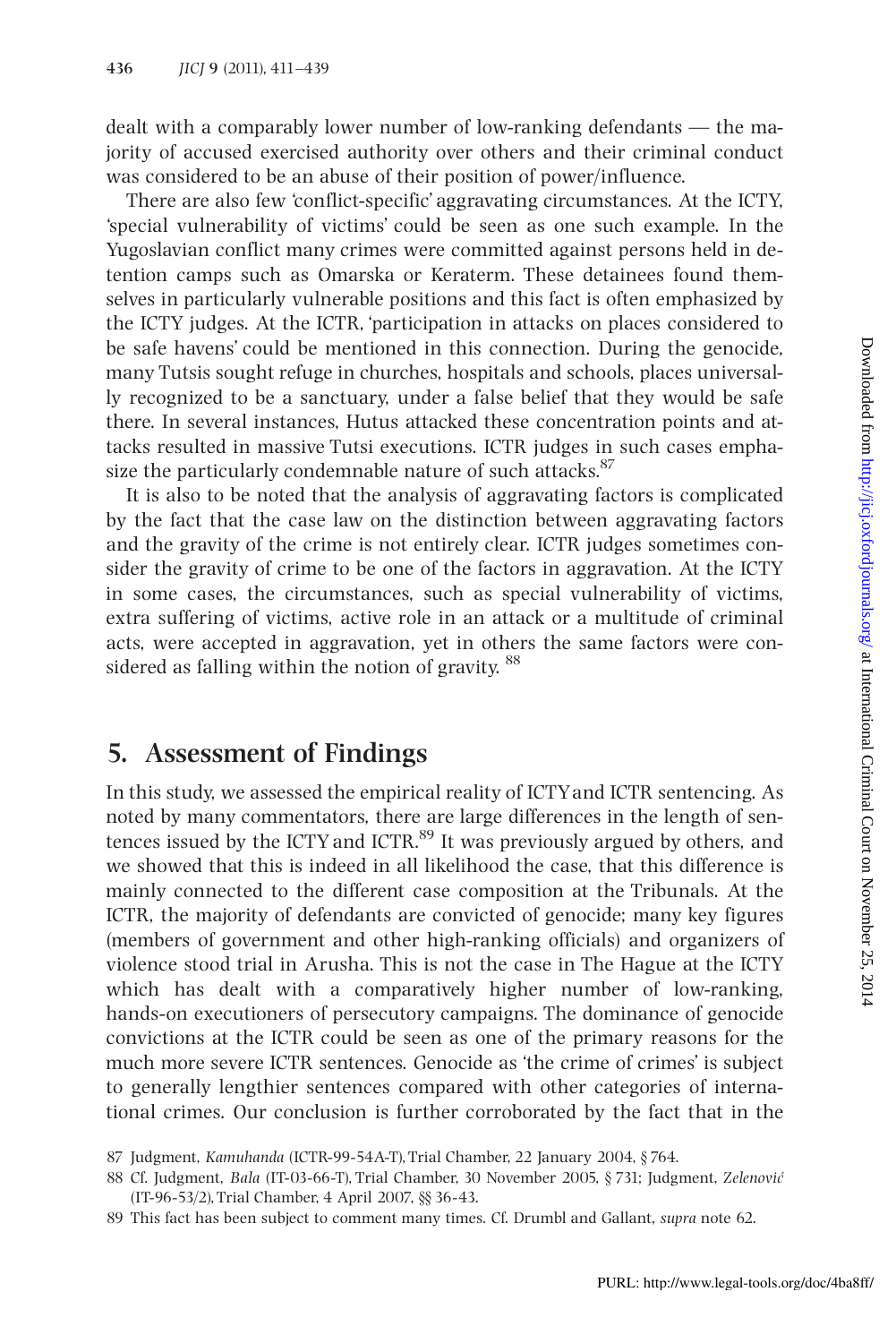dealt with a comparably lower number of low-ranking defendants — the majority of accused exercised authority over others and their criminal conduct was considered to be an abuse of their position of power/influence.

There are also few 'conflict-specific' aggravating circumstances. At the ICTY, 'special vulnerability of victims' could be seen as one such example. In the Yugoslavian conflict many crimes were committed against persons held in detention camps such as Omarska or Keraterm. These detainees found themselves in particularly vulnerable positions and this fact is often emphasized by the ICTY judges. At the ICTR, 'participation in attacks on places considered to be safe havens' could be mentioned in this connection. During the genocide, many Tutsis sought refuge in churches, hospitals and schools, places universally recognized to be a sanctuary, under a false belief that they would be safe there. In several instances, Hutus attacked these concentration points and attacks resulted in massive Tutsi executions. ICTR judges in such cases emphasize the particularly condemnable nature of such attacks.[87]

It is also to be noted that the analysis of aggravating factors is complicated by the fact that the case law on the distinction between aggravating factors and the gravity of the crime is not entirely clear. ICTR judges sometimes consider the gravity of crime to be one of the factors in aggravation. At the ICTY in some cases, the circumstances, such as special vulnerability of victims, extra suffering of victims, active role in an attack or a multitude of criminal acts, were accepted in aggravation, yet in others the same factors were considered as falling within the notion of gravity.[88]

## 5. Assessment of Findings

In this study, we assessed the empirical reality of ICTY and ICTR sentencing. As noted by many commentators, there are large differences in the length of sentences issued by the ICTY and ICTR.[89] It was previously argued by others, and we showed that this is indeed in all likelihood the case, that this difference is mainly connected to the different case composition at the Tribunals. At the ICTR, the majority of defendants are convicted of genocide; many key figures (members of government and other high-ranking officials) and organizers of violence stood trial in Arusha. This is not the case in The Hague at the ICTY which has dealt with a comparatively higher number of low-ranking, hands-on executioners of persecutory campaigns. The dominance of genocide convictions at the ICTR could be seen as one of the primary reasons for the much more severe ICTR sentences. Genocide as 'the crime of crimes' is subject to generally lengthier sentences compared with other categories of international crimes. Our conclusion is further corroborated by the fact that in the

87 Judgment, *Kamuhanda* (ICTR-99-54A-T), Trial Chamber, 22 January 2004, § 764.

88 Cf. Judgment, *Bala* (IT-03-66-T), Trial Chamber, 30 November 2005, § 731; Judgment, *Zelenović* (IT-96-53/2), Trial Chamber, 4 April 2007, §§ 36-43.

89 This fact has been subject to comment many times. Cf. Drumbl and Gallant, *supra* note 62.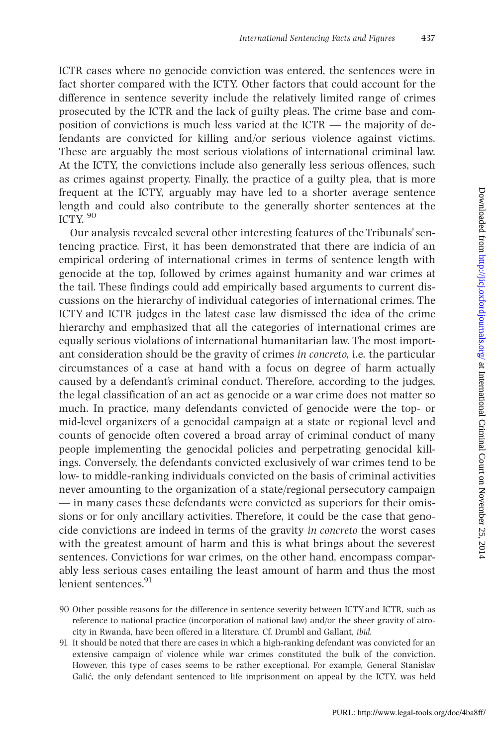ICTR cases where no genocide conviction was entered, the sentences were in fact shorter compared with the ICTY. Other factors that could account for the difference in sentence severity include the relatively limited range of crimes prosecuted by the ICTR and the lack of guilty pleas. The crime base and composition of convictions is much less varied at the ICTR — the majority of defendants are convicted for killing and/or serious violence against victims. These are arguably the most serious violations of international criminal law. At the ICTY, the convictions include also generally less serious offences, such as crimes against property. Finally, the practice of a guilty plea, that is more frequent at the ICTY, arguably may have led to a shorter average sentence length and could also contribute to the generally shorter sentences at the ICTY. [90]

Our analysis revealed several other interesting features of the Tribunals' sentencing practice. First, it has been demonstrated that there are indicia of an empirical ordering of international crimes in terms of sentence length with genocide at the top, followed by crimes against humanity and war crimes at the tail. These findings could add empirically based arguments to current discussions on the hierarchy of individual categories of international crimes. The ICTY and ICTR judges in the latest case law dismissed the idea of the crime hierarchy and emphasized that all the categories of international crimes are equally serious violations of international humanitarian law. The most important consideration should be the gravity of crimes *in concreto*, i.e. the particular circumstances of a case at hand with a focus on degree of harm actually caused by a defendant's criminal conduct. Therefore, according to the judges, the legal classification of an act as genocide or a war crime does not matter so much. In practice, many defendants convicted of genocide were the top- or mid-level organizers of a genocidal campaign at a state or regional level and counts of genocide often covered a broad array of criminal conduct of many people implementing the genocidal policies and perpetrating genocidal killings. Conversely, the defendants convicted exclusively of war crimes tend to be low- to middle-ranking individuals convicted on the basis of criminal activities never amounting to the organization of a state/regional persecutory campaign — in many cases these defendants were convicted as superiors for their omissions or for only ancillary activities. Therefore, it could be the case that genocide convictions are indeed in terms of the gravity *in concreto* the worst cases with the greatest amount of harm and this is what brings about the severest sentences. Convictions for war crimes, on the other hand, encompass comparably less serious cases entailing the least amount of harm and thus the most lenient sentences.[91]

90 Other possible reasons for the difference in sentence severity between ICTY and ICTR, such as reference to national practice (incorporation of national law) and/or the sheer gravity of atrocity in Rwanda, have been offered in a literature. Cf. Drumbl and Gallant, *ibid*.

91 It should be noted that there are cases in which a high-ranking defendant was convicted for an extensive campaign of violence while war crimes constituted the bulk of the conviction. However, this type of cases seems to be rather exceptional. For example, General Stanislav Galić, the only defendant sentenced to life imprisonment on appeal by the ICTY, was held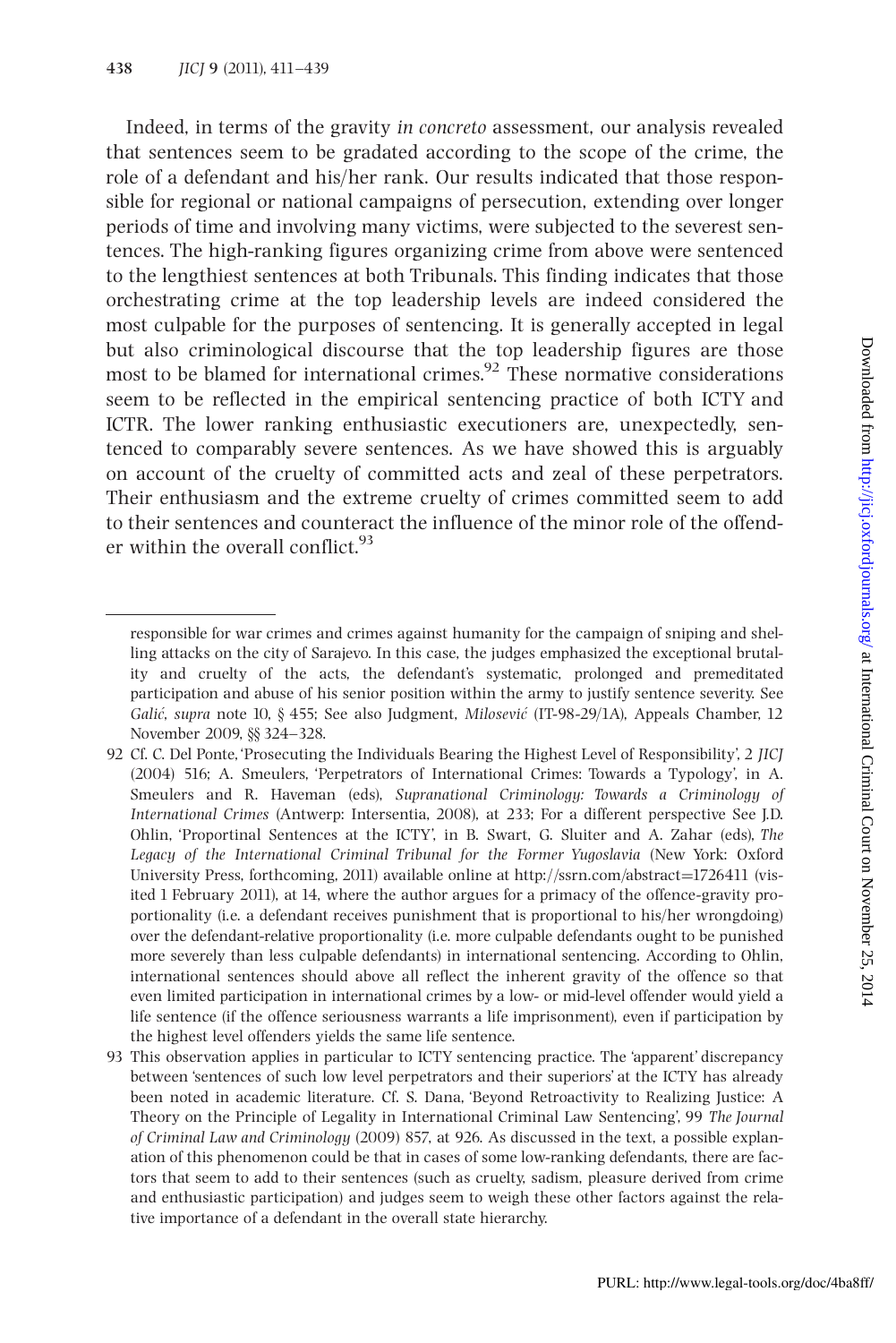Indeed, in terms of the gravity *in concreto* assessment, our analysis revealed that sentences seem to be gradated according to the scope of the crime, the role of a defendant and his/her rank. Our results indicated that those responsible for regional or national campaigns of persecution, extending over longer periods of time and involving many victims, were subjected to the severest sentences. The high-ranking figures organizing crime from above were sentenced to the lengthiest sentences at both Tribunals. This finding indicates that those orchestrating crime at the top leadership levels are indeed considered the most culpable for the purposes of sentencing. It is generally accepted in legal but also criminological discourse that the top leadership figures are those most to be blamed for international crimes.[92] These normative considerations seem to be reflected in the empirical sentencing practice of both ICTY and ICTR. The lower ranking enthusiastic executioners are, unexpectedly, sentenced to comparably severe sentences. As we have showed this is arguably on account of the cruelty of committed acts and zeal of these perpetrators. Their enthusiasm and the extreme cruelty of crimes committed seem to add to their sentences and counteract the influence of the minor role of the offender within the overall conflict.[93]

---

responsible for war crimes and crimes against humanity for the campaign of sniping and shelling attacks on the city of Sarajevo. In this case, the judges emphasized the exceptional brutality and cruelty of the acts, the defendant's systematic, prolonged and premeditated participation and abuse of his senior position within the army to justify sentence severity. See *Galić*, *supra* note 10, § 455; See also Judgment, *Milosević* (IT-98-29/1A), Appeals Chamber, 12 November 2009, §§ 324–328.

92 Cf. C. Del Ponte, 'Prosecuting the Individuals Bearing the Highest Level of Responsibility', 2 *JICJ* (2004) 516; A. Smeulers, 'Perpetrators of International Crimes: Towards a Typology', in A. Smeulers and R. Haveman (eds), *Supranational Criminology: Towards a Criminology of International Crimes* (Antwerp: Intersentia, 2008), at 233; For a different perspective See J.D. Ohlin, 'Proportinal Sentences at the ICTY', in B. Swart, G. Sluiter and A. Zahar (eds), *The Legacy of the International Criminal Tribunal for the Former Yugoslavia* (New York: Oxford University Press, forthcoming, 2011) available online at http://ssrn.com/abstract=1726411 (visited 1 February 2011), at 14, where the author argues for a primacy of the offence-gravity proportionality (i.e. a defendant receives punishment that is proportional to his/her wrongdoing) over the defendant-relative proportionality (i.e. more culpable defendants ought to be punished more severely than less culpable defendants) in international sentencing. According to Ohlin, international sentences should above all reflect the inherent gravity of the offence so that even limited participation in international crimes by a low- or mid-level offender would yield a life sentence (if the offence seriousness warrants a life imprisonment), even if participation by the highest level offenders yields the same life sentence.

93 This observation applies in particular to ICTY sentencing practice. The 'apparent' discrepancy between 'sentences of such low level perpetrators and their superiors' at the ICTY has already been noted in academic literature. Cf. S. Dana, 'Beyond Retroactivity to Realizing Justice: A Theory on the Principle of Legality in International Criminal Law Sentencing', 99 *The Journal of Criminal Law and Criminology* (2009) 857, at 926. As discussed in the text, a possible explanation of this phenomenon could be that in cases of some low-ranking defendants, there are factors that seem to add to their sentences (such as cruelty, sadism, pleasure derived from crime and enthusiastic participation) and judges seem to weigh these other factors against the relative importance of a defendant in the overall state hierarchy.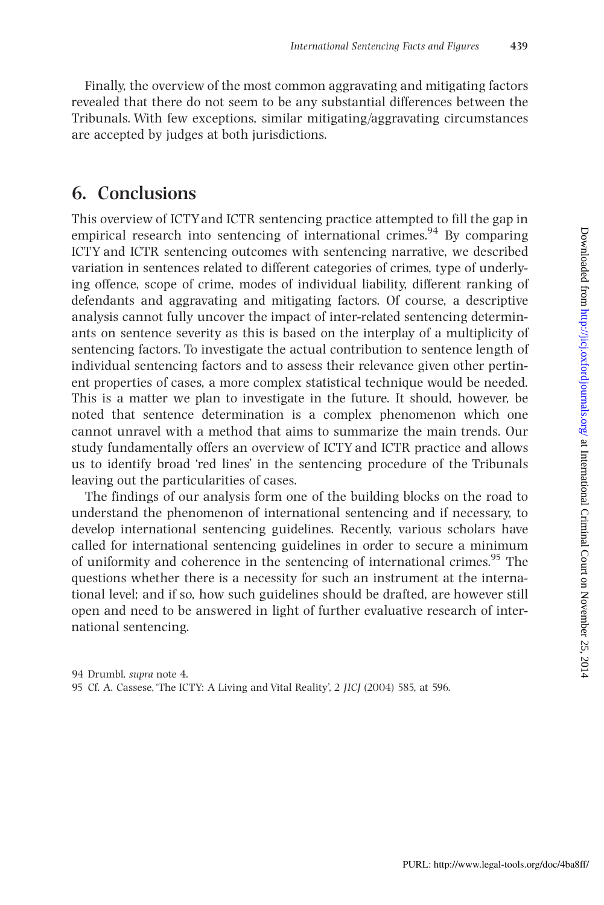Finally, the overview of the most common aggravating and mitigating factors revealed that there do not seem to be any substantial differences between the Tribunals. With few exceptions, similar mitigating/aggravating circumstances are accepted by judges at both jurisdictions.

## 6. Conclusions

This overview of ICTY and ICTR sentencing practice attempted to fill the gap in empirical research into sentencing of international crimes.[94] By comparing ICTY and ICTR sentencing outcomes with sentencing narrative, we described variation in sentences related to different categories of crimes, type of underlying offence, scope of crime, modes of individual liability, different ranking of defendants and aggravating and mitigating factors. Of course, a descriptive analysis cannot fully uncover the impact of inter-related sentencing determinants on sentence severity as this is based on the interplay of a multiplicity of sentencing factors. To investigate the actual contribution to sentence length of individual sentencing factors and to assess their relevance given other pertinent properties of cases, a more complex statistical technique would be needed. This is a matter we plan to investigate in the future. It should, however, be noted that sentence determination is a complex phenomenon which one cannot unravel with a method that aims to summarize the main trends. Our study fundamentally offers an overview of ICTY and ICTR practice and allows us to identify broad 'red lines' in the sentencing procedure of the Tribunals leaving out the particularities of cases.

The findings of our analysis form one of the building blocks on the road to understand the phenomenon of international sentencing and if necessary, to develop international sentencing guidelines. Recently, various scholars have called for international sentencing guidelines in order to secure a minimum of uniformity and coherence in the sentencing of international crimes.[95] The questions whether there is a necessity for such an instrument at the international level; and if so, how such guidelines should be drafted, are however still open and need to be answered in light of further evaluative research of international sentencing.

94 Drumbl, *supra* note 4.

95 Cf. A. Cassese, 'The ICTY: A Living and Vital Reality', 2 *JICJ* (2004) 585, at 596.